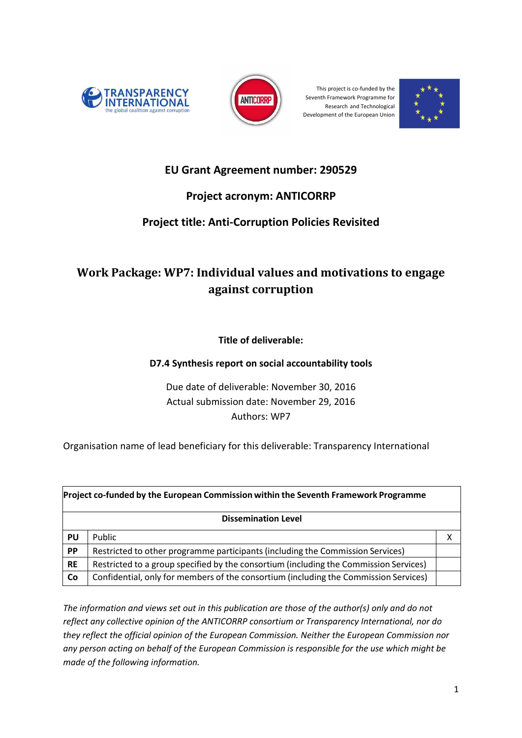This project is co-funded by the Seventh Framework Programme for Research and Technological Development of the European Union

**EU Grant Agreement number: 290529**

**Project acronym: ANTICORRP**

**Project title: Anti-Corruption Policies Revisited**

# Work Package: WP7: Individual values and motivations to engage against corruption

**Title of deliverable:**

**D7.4 Synthesis report on social accountability tools**

Due date of deliverable: November 30, 2016
Actual submission date: November 29, 2016
Authors: WP7

Organisation name of lead beneficiary for this deliverable: Transparency International

| **Project co-funded by the European Commission within the Seventh Framework Programme** | | |
|---|---|---|
| **Dissemination Level** | | |
| **PU** | Public | X |
| **PP** | Restricted to other programme participants (including the Commission Services) | |
| **RE** | Restricted to a group specified by the consortium (including the Commission Services) | |
| **Co** | Confidential, only for members of the consortium (including the Commission Services) | |

*The information and views set out in this publication are those of the author(s) only and do not reflect any collective opinion of the ANTICORRP consortium or Transparency International, nor do they reflect the official opinion of the European Commission. Neither the European Commission nor any person acting on behalf of the European Commission is responsible for the use which might be made of the following information.*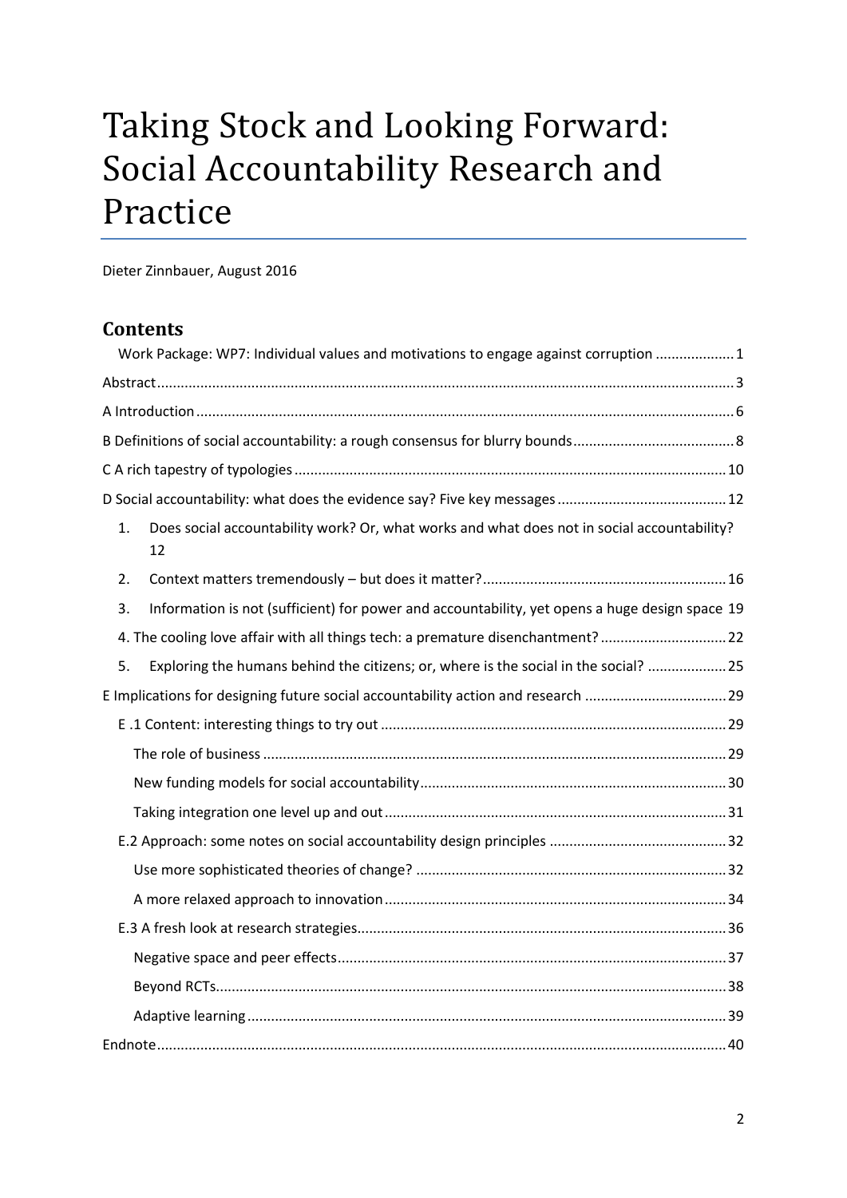# Taking Stock and Looking Forward: Social Accountability Research and Practice

Dieter Zinnbauer, August 2016

## Contents

- Work Package: WP7: Individual values and motivations to engage against corruption .................... 1
- Abstract ................................................................................................................................ 3
- A Introduction ....................................................................................................................... 6
- B Definitions of social accountability: a rough consensus for blurry bounds ......................................... 8
- C A rich tapestry of typologies ............................................................................................. 10
- D Social accountability: what does the evidence say? Five key messages ........................................... 12
  1. Does social accountability work? Or, what works and what does not in social accountability? 12
  2. Context matters tremendously – but does it matter? ............................................................. 16
  3. Information is not (sufficient) for power and accountability, yet opens a huge design space 19
  4. The cooling love affair with all things tech: a premature disenchantment? ................................ 22
  5. Exploring the humans behind the citizens; or, where is the social in the social? .................... 25
- E Implications for designing future social accountability action and research .................................... 29
  - E .1 Content: interesting things to try out ....................................................................... 29
    - The role of business ...................................................................................................... 29
    - New funding models for social accountability ............................................................. 30
    - Taking integration one level up and out ...................................................................... 31
  - E.2 Approach: some notes on social accountability design principles ............................................ 32
    - Use more sophisticated theories of change? .............................................................. 32
    - A more relaxed approach to innovation ...................................................................... 34
  - E.3 A fresh look at research strategies ............................................................................. 36
    - Negative space and peer effects .................................................................................. 37
    - Beyond RCTs ................................................................................................................ 38
    - Adaptive learning ......................................................................................................... 39
- Endnote ............................................................................................................................... 40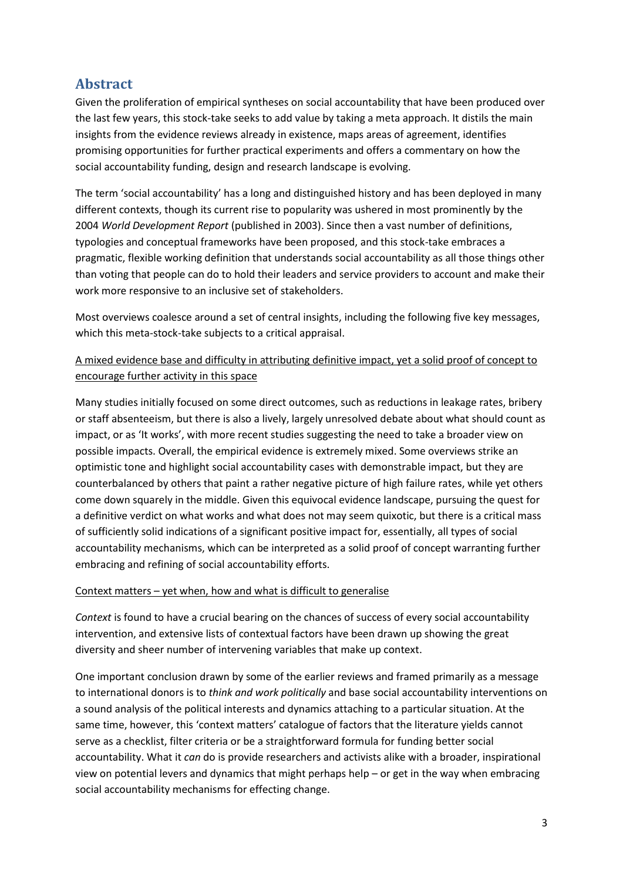## Abstract

Given the proliferation of empirical syntheses on social accountability that have been produced over the last few years, this stock-take seeks to add value by taking a meta approach. It distils the main insights from the evidence reviews already in existence, maps areas of agreement, identifies promising opportunities for further practical experiments and offers a commentary on how the social accountability funding, design and research landscape is evolving.

The term 'social accountability' has a long and distinguished history and has been deployed in many different contexts, though its current rise to popularity was ushered in most prominently by the 2004 *World Development Report* (published in 2003). Since then a vast number of definitions, typologies and conceptual frameworks have been proposed, and this stock-take embraces a pragmatic, flexible working definition that understands social accountability as all those things other than voting that people can do to hold their leaders and service providers to account and make their work more responsive to an inclusive set of stakeholders.

Most overviews coalesce around a set of central insights, including the following five key messages, which this meta-stock-take subjects to a critical appraisal.

<u>A mixed evidence base and difficulty in attributing definitive impact, yet a solid proof of concept to encourage further activity in this space</u>

Many studies initially focused on some direct outcomes, such as reductions in leakage rates, bribery or staff absenteeism, but there is also a lively, largely unresolved debate about what should count as impact, or as 'It works', with more recent studies suggesting the need to take a broader view on possible impacts. Overall, the empirical evidence is extremely mixed. Some overviews strike an optimistic tone and highlight social accountability cases with demonstrable impact, but they are counterbalanced by others that paint a rather negative picture of high failure rates, while yet others come down squarely in the middle. Given this equivocal evidence landscape, pursuing the quest for a definitive verdict on what works and what does not may seem quixotic, but there is a critical mass of sufficiently solid indications of a significant positive impact for, essentially, all types of social accountability mechanisms, which can be interpreted as a solid proof of concept warranting further embracing and refining of social accountability efforts.

<u>Context matters – yet when, how and what is difficult to generalise</u>

*Context* is found to have a crucial bearing on the chances of success of every social accountability intervention, and extensive lists of contextual factors have been drawn up showing the great diversity and sheer number of intervening variables that make up context.

One important conclusion drawn by some of the earlier reviews and framed primarily as a message to international donors is to *think and work politically* and base social accountability interventions on a sound analysis of the political interests and dynamics attaching to a particular situation. At the same time, however, this 'context matters' catalogue of factors that the literature yields cannot serve as a checklist, filter criteria or be a straightforward formula for funding better social accountability. What it *can* do is provide researchers and activists alike with a broader, inspirational view on potential levers and dynamics that might perhaps help – or get in the way when embracing social accountability mechanisms for effecting change.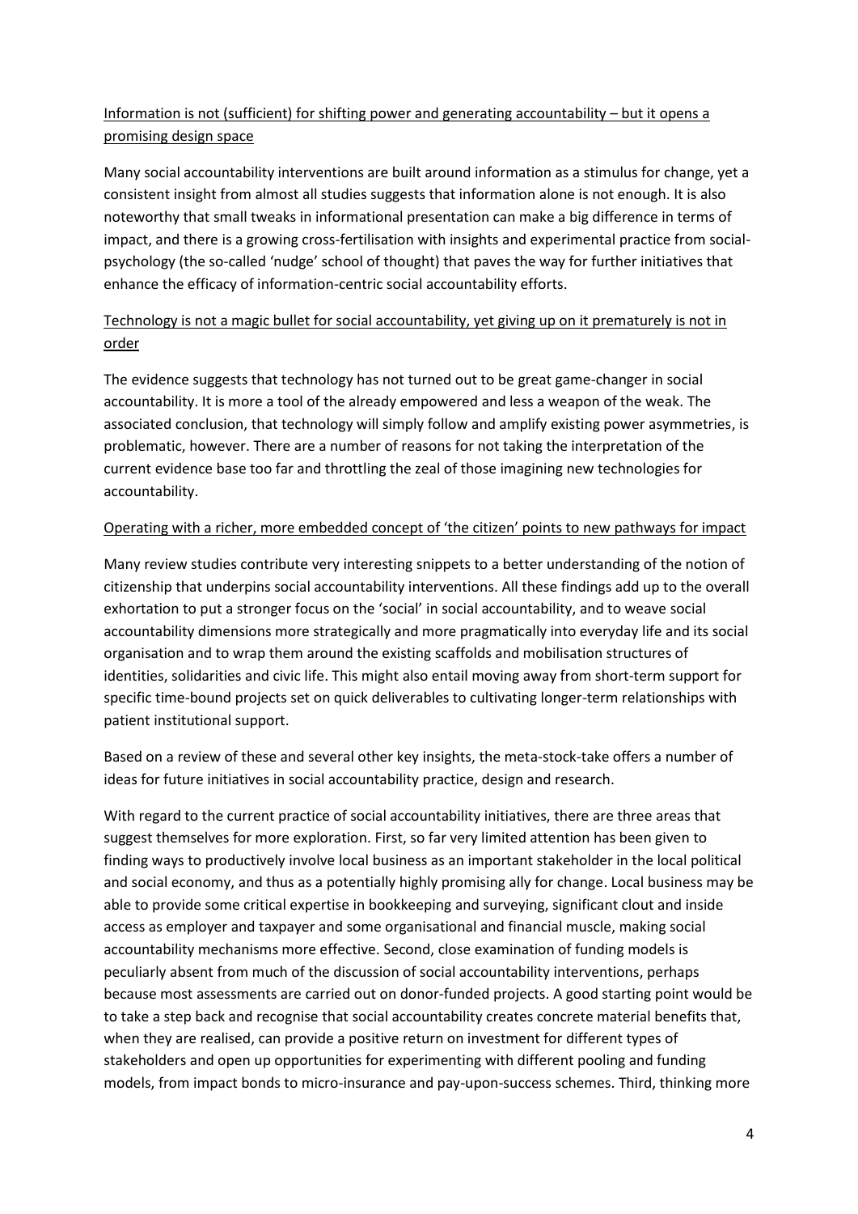Information is not (sufficient) for shifting power and generating accountability – but it opens a promising design space

Many social accountability interventions are built around information as a stimulus for change, yet a consistent insight from almost all studies suggests that information alone is not enough. It is also noteworthy that small tweaks in informational presentation can make a big difference in terms of impact, and there is a growing cross-fertilisation with insights and experimental practice from social-psychology (the so-called 'nudge' school of thought) that paves the way for further initiatives that enhance the efficacy of information-centric social accountability efforts.

Technology is not a magic bullet for social accountability, yet giving up on it prematurely is not in order

The evidence suggests that technology has not turned out to be great game-changer in social accountability. It is more a tool of the already empowered and less a weapon of the weak. The associated conclusion, that technology will simply follow and amplify existing power asymmetries, is problematic, however. There are a number of reasons for not taking the interpretation of the current evidence base too far and throttling the zeal of those imagining new technologies for accountability.

Operating with a richer, more embedded concept of 'the citizen' points to new pathways for impact

Many review studies contribute very interesting snippets to a better understanding of the notion of citizenship that underpins social accountability interventions. All these findings add up to the overall exhortation to put a stronger focus on the 'social' in social accountability, and to weave social accountability dimensions more strategically and more pragmatically into everyday life and its social organisation and to wrap them around the existing scaffolds and mobilisation structures of identities, solidarities and civic life. This might also entail moving away from short-term support for specific time-bound projects set on quick deliverables to cultivating longer-term relationships with patient institutional support.

Based on a review of these and several other key insights, the meta-stock-take offers a number of ideas for future initiatives in social accountability practice, design and research.

With regard to the current practice of social accountability initiatives, there are three areas that suggest themselves for more exploration. First, so far very limited attention has been given to finding ways to productively involve local business as an important stakeholder in the local political and social economy, and thus as a potentially highly promising ally for change. Local business may be able to provide some critical expertise in bookkeeping and surveying, significant clout and inside access as employer and taxpayer and some organisational and financial muscle, making social accountability mechanisms more effective. Second, close examination of funding models is peculiarly absent from much of the discussion of social accountability interventions, perhaps because most assessments are carried out on donor-funded projects. A good starting point would be to take a step back and recognise that social accountability creates concrete material benefits that, when they are realised, can provide a positive return on investment for different types of stakeholders and open up opportunities for experimenting with different pooling and funding models, from impact bonds to micro-insurance and pay-upon-success schemes. Third, thinking more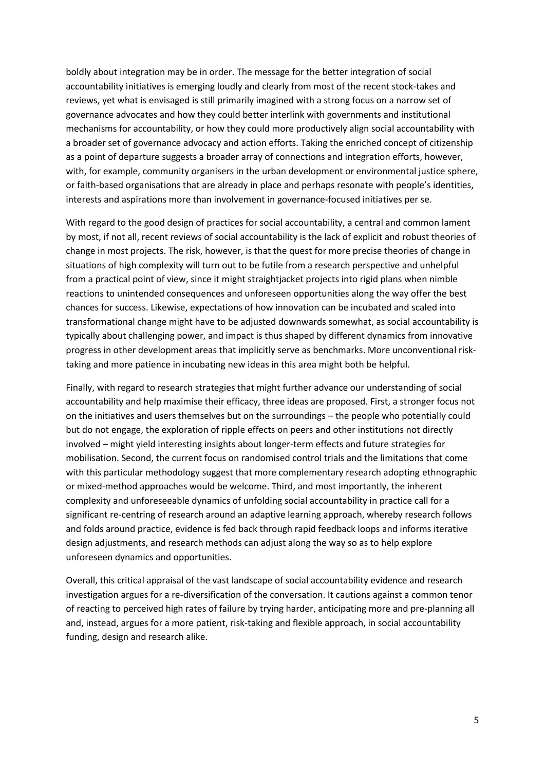boldly about integration may be in order. The message for the better integration of social accountability initiatives is emerging loudly and clearly from most of the recent stock-takes and reviews, yet what is envisaged is still primarily imagined with a strong focus on a narrow set of governance advocates and how they could better interlink with governments and institutional mechanisms for accountability, or how they could more productively align social accountability with a broader set of governance advocacy and action efforts. Taking the enriched concept of citizenship as a point of departure suggests a broader array of connections and integration efforts, however, with, for example, community organisers in the urban development or environmental justice sphere, or faith-based organisations that are already in place and perhaps resonate with people's identities, interests and aspirations more than involvement in governance-focused initiatives per se.

With regard to the good design of practices for social accountability, a central and common lament by most, if not all, recent reviews of social accountability is the lack of explicit and robust theories of change in most projects. The risk, however, is that the quest for more precise theories of change in situations of high complexity will turn out to be futile from a research perspective and unhelpful from a practical point of view, since it might straightjacket projects into rigid plans when nimble reactions to unintended consequences and unforeseen opportunities along the way offer the best chances for success. Likewise, expectations of how innovation can be incubated and scaled into transformational change might have to be adjusted downwards somewhat, as social accountability is typically about challenging power, and impact is thus shaped by different dynamics from innovative progress in other development areas that implicitly serve as benchmarks. More unconventional risk-taking and more patience in incubating new ideas in this area might both be helpful.

Finally, with regard to research strategies that might further advance our understanding of social accountability and help maximise their efficacy, three ideas are proposed. First, a stronger focus not on the initiatives and users themselves but on the surroundings – the people who potentially could but do not engage, the exploration of ripple effects on peers and other institutions not directly involved – might yield interesting insights about longer-term effects and future strategies for mobilisation. Second, the current focus on randomised control trials and the limitations that come with this particular methodology suggest that more complementary research adopting ethnographic or mixed-method approaches would be welcome. Third, and most importantly, the inherent complexity and unforeseeable dynamics of unfolding social accountability in practice call for a significant re-centring of research around an adaptive learning approach, whereby research follows and folds around practice, evidence is fed back through rapid feedback loops and informs iterative design adjustments, and research methods can adjust along the way so as to help explore unforeseen dynamics and opportunities.

Overall, this critical appraisal of the vast landscape of social accountability evidence and research investigation argues for a re-diversification of the conversation. It cautions against a common tenor of reacting to perceived high rates of failure by trying harder, anticipating more and pre-planning all and, instead, argues for a more patient, risk-taking and flexible approach, in social accountability funding, design and research alike.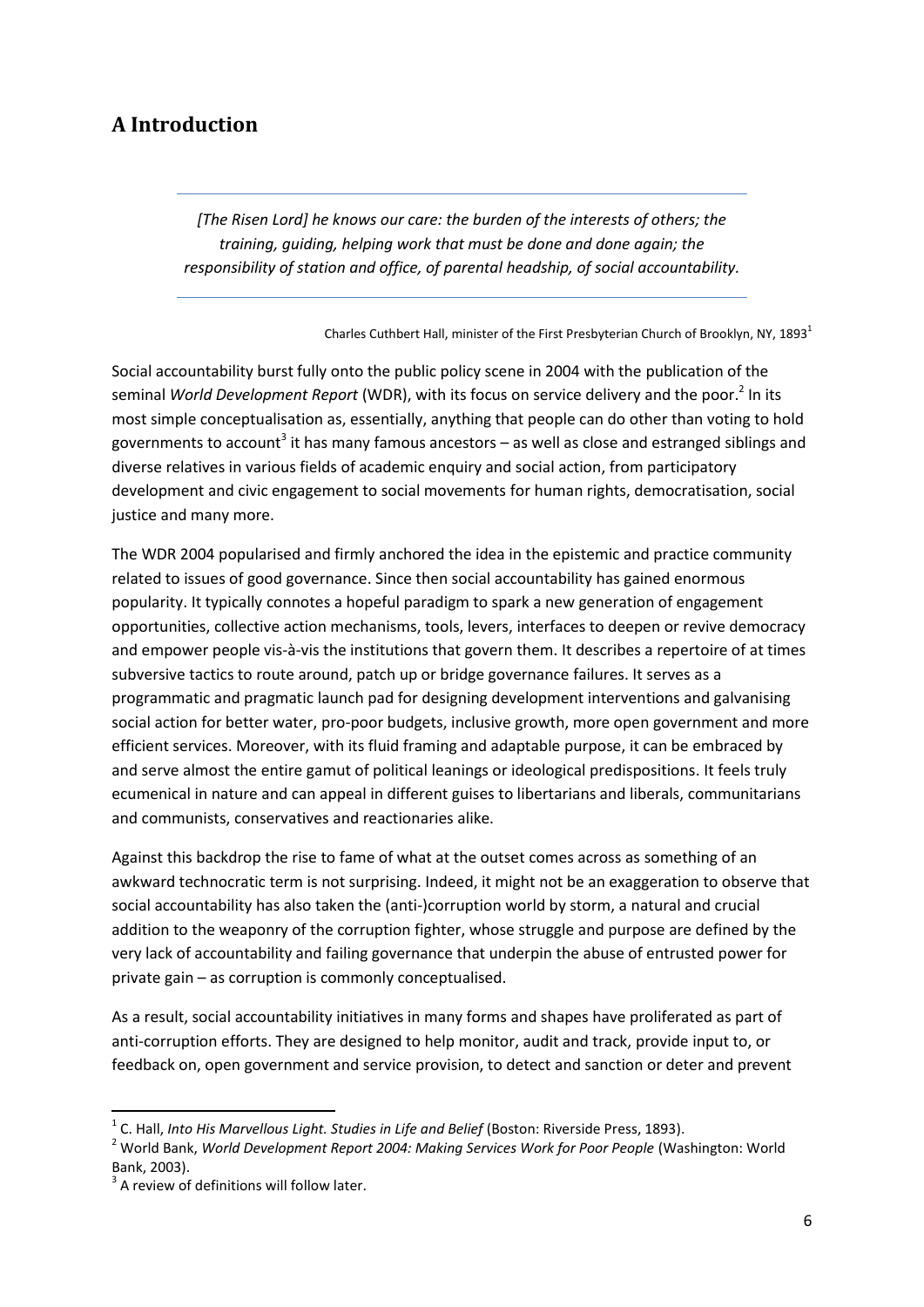# A Introduction

> *[The Risen Lord] he knows our care: the burden of the interests of others; the training, guiding, helping work that must be done and done again; the responsibility of station and office, of parental headship, of social accountability.*

Charles Cuthbert Hall, minister of the First Presbyterian Church of Brooklyn, NY, 1893[1]

Social accountability burst fully onto the public policy scene in 2004 with the publication of the seminal *World Development Report* (WDR), with its focus on service delivery and the poor.[2] In its most simple conceptualisation as, essentially, anything that people can do other than voting to hold governments to account[3] it has many famous ancestors – as well as close and estranged siblings and diverse relatives in various fields of academic enquiry and social action, from participatory development and civic engagement to social movements for human rights, democratisation, social justice and many more.

The WDR 2004 popularised and firmly anchored the idea in the epistemic and practice community related to issues of good governance. Since then social accountability has gained enormous popularity. It typically connotes a hopeful paradigm to spark a new generation of engagement opportunities, collective action mechanisms, tools, levers, interfaces to deepen or revive democracy and empower people vis-à-vis the institutions that govern them. It describes a repertoire of at times subversive tactics to route around, patch up or bridge governance failures. It serves as a programmatic and pragmatic launch pad for designing development interventions and galvanising social action for better water, pro-poor budgets, inclusive growth, more open government and more efficient services. Moreover, with its fluid framing and adaptable purpose, it can be embraced by and serve almost the entire gamut of political leanings or ideological predispositions. It feels truly ecumenical in nature and can appeal in different guises to libertarians and liberals, communitarians and communists, conservatives and reactionaries alike.

Against this backdrop the rise to fame of what at the outset comes across as something of an awkward technocratic term is not surprising. Indeed, it might not be an exaggeration to observe that social accountability has also taken the (anti-)corruption world by storm, a natural and crucial addition to the weaponry of the corruption fighter, whose struggle and purpose are defined by the very lack of accountability and failing governance that underpin the abuse of entrusted power for private gain – as corruption is commonly conceptualised.

As a result, social accountability initiatives in many forms and shapes have proliferated as part of anti-corruption efforts. They are designed to help monitor, audit and track, provide input to, or feedback on, open government and service provision, to detect and sanction or deter and prevent

---

[1] C. Hall, *Into His Marvellous Light. Studies in Life and Belief* (Boston: Riverside Press, 1893).

[2] World Bank, *World Development Report 2004: Making Services Work for Poor People* (Washington: World Bank, 2003).

[3] A review of definitions will follow later.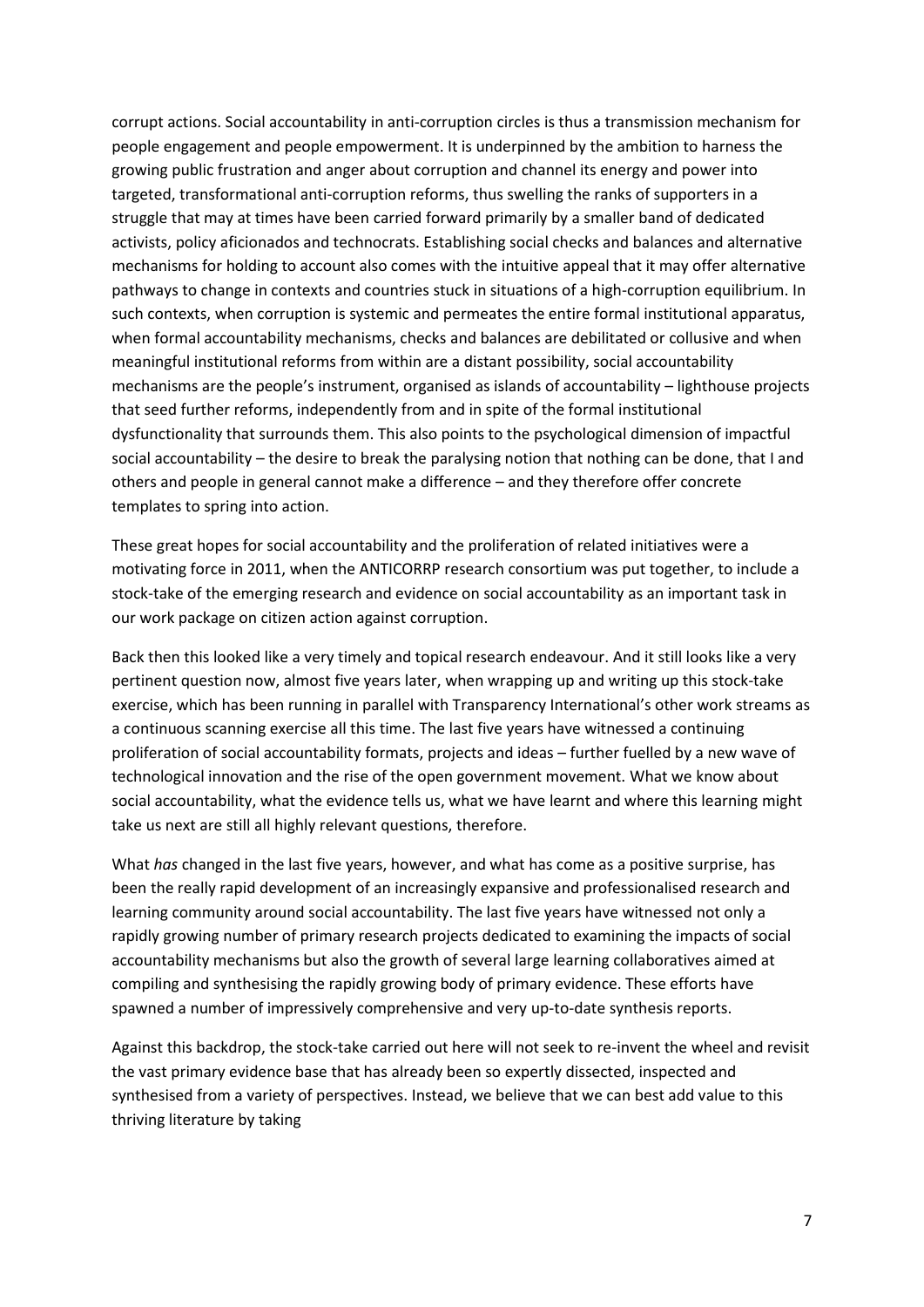corrupt actions. Social accountability in anti-corruption circles is thus a transmission mechanism for people engagement and people empowerment. It is underpinned by the ambition to harness the growing public frustration and anger about corruption and channel its energy and power into targeted, transformational anti-corruption reforms, thus swelling the ranks of supporters in a struggle that may at times have been carried forward primarily by a smaller band of dedicated activists, policy aficionados and technocrats. Establishing social checks and balances and alternative mechanisms for holding to account also comes with the intuitive appeal that it may offer alternative pathways to change in contexts and countries stuck in situations of a high-corruption equilibrium. In such contexts, when corruption is systemic and permeates the entire formal institutional apparatus, when formal accountability mechanisms, checks and balances are debilitated or collusive and when meaningful institutional reforms from within are a distant possibility, social accountability mechanisms are the people's instrument, organised as islands of accountability – lighthouse projects that seed further reforms, independently from and in spite of the formal institutional dysfunctionality that surrounds them. This also points to the psychological dimension of impactful social accountability – the desire to break the paralysing notion that nothing can be done, that I and others and people in general cannot make a difference – and they therefore offer concrete templates to spring into action.

These great hopes for social accountability and the proliferation of related initiatives were a motivating force in 2011, when the ANTICORRP research consortium was put together, to include a stock-take of the emerging research and evidence on social accountability as an important task in our work package on citizen action against corruption.

Back then this looked like a very timely and topical research endeavour. And it still looks like a very pertinent question now, almost five years later, when wrapping up and writing up this stock-take exercise, which has been running in parallel with Transparency International's other work streams as a continuous scanning exercise all this time. The last five years have witnessed a continuing proliferation of social accountability formats, projects and ideas – further fuelled by a new wave of technological innovation and the rise of the open government movement. What we know about social accountability, what the evidence tells us, what we have learnt and where this learning might take us next are still all highly relevant questions, therefore.

What *has* changed in the last five years, however, and what has come as a positive surprise, has been the really rapid development of an increasingly expansive and professionalised research and learning community around social accountability. The last five years have witnessed not only a rapidly growing number of primary research projects dedicated to examining the impacts of social accountability mechanisms but also the growth of several large learning collaboratives aimed at compiling and synthesising the rapidly growing body of primary evidence. These efforts have spawned a number of impressively comprehensive and very up-to-date synthesis reports.

Against this backdrop, the stock-take carried out here will not seek to re-invent the wheel and revisit the vast primary evidence base that has already been so expertly dissected, inspected and synthesised from a variety of perspectives. Instead, we believe that we can best add value to this thriving literature by taking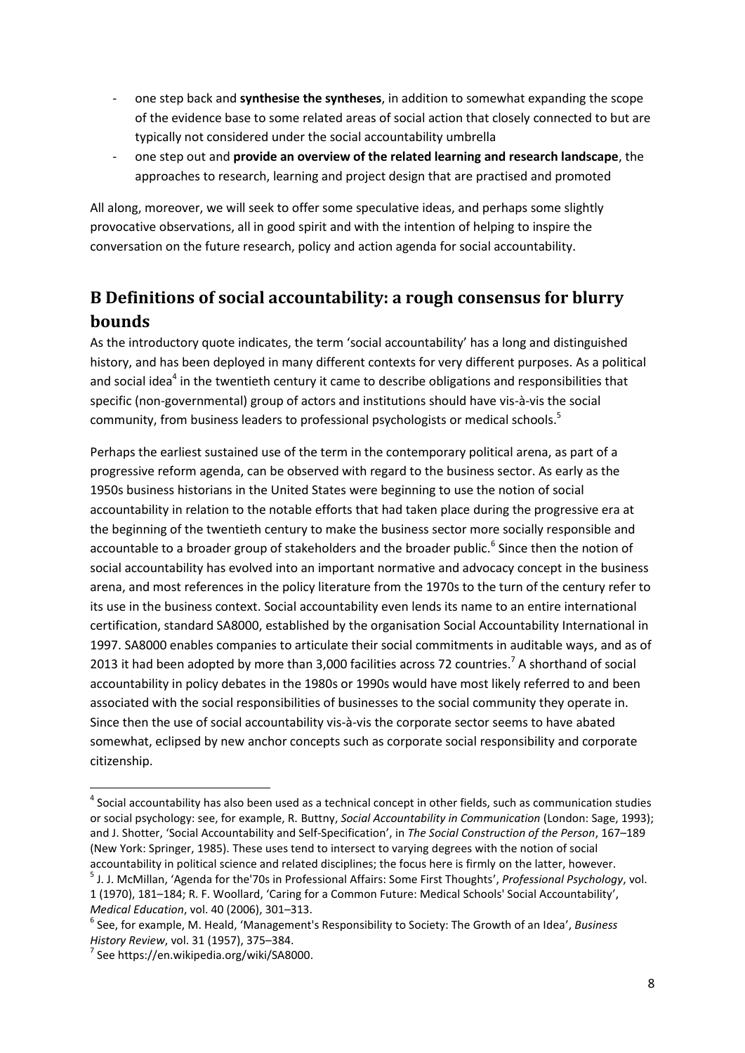- one step back and **synthesise the syntheses**, in addition to somewhat expanding the scope of the evidence base to some related areas of social action that closely connected to but are typically not considered under the social accountability umbrella
- one step out and **provide an overview of the related learning and research landscape**, the approaches to research, learning and project design that are practised and promoted

All along, moreover, we will seek to offer some speculative ideas, and perhaps some slightly provocative observations, all in good spirit and with the intention of helping to inspire the conversation on the future research, policy and action agenda for social accountability.

## B Definitions of social accountability: a rough consensus for blurry bounds

As the introductory quote indicates, the term 'social accountability' has a long and distinguished history, and has been deployed in many different contexts for very different purposes. As a political and social idea[4] in the twentieth century it came to describe obligations and responsibilities that specific (non-governmental) group of actors and institutions should have vis-à-vis the social community, from business leaders to professional psychologists or medical schools.[5]

Perhaps the earliest sustained use of the term in the contemporary political arena, as part of a progressive reform agenda, can be observed with regard to the business sector. As early as the 1950s business historians in the United States were beginning to use the notion of social accountability in relation to the notable efforts that had taken place during the progressive era at the beginning of the twentieth century to make the business sector more socially responsible and accountable to a broader group of stakeholders and the broader public.[6] Since then the notion of social accountability has evolved into an important normative and advocacy concept in the business arena, and most references in the policy literature from the 1970s to the turn of the century refer to its use in the business context. Social accountability even lends its name to an entire international certification, standard SA8000, established by the organisation Social Accountability International in 1997. SA8000 enables companies to articulate their social commitments in auditable ways, and as of 2013 it had been adopted by more than 3,000 facilities across 72 countries.[7] A shorthand of social accountability in policy debates in the 1980s or 1990s would have most likely referred to and been associated with the social responsibilities of businesses to the social community they operate in. Since then the use of social accountability vis-à-vis the corporate sector seems to have abated somewhat, eclipsed by new anchor concepts such as corporate social responsibility and corporate citizenship.

---

[4] Social accountability has also been used as a technical concept in other fields, such as communication studies or social psychology: see, for example, R. Buttny, *Social Accountability in Communication* (London: Sage, 1993); and J. Shotter, 'Social Accountability and Self-Specification', in *The Social Construction of the Person*, 167–189 (New York: Springer, 1985). These uses tend to intersect to varying degrees with the notion of social accountability in political science and related disciplines; the focus here is firmly on the latter, however.

[5] J. J. McMillan, 'Agenda for the'70s in Professional Affairs: Some First Thoughts', *Professional Psychology*, vol. 1 (1970), 181–184; R. F. Woollard, 'Caring for a Common Future: Medical Schools' Social Accountability', *Medical Education*, vol. 40 (2006), 301–313.

[6] See, for example, M. Heald, 'Management's Responsibility to Society: The Growth of an Idea', *Business History Review*, vol. 31 (1957), 375–384.

[7] See https://en.wikipedia.org/wiki/SA8000.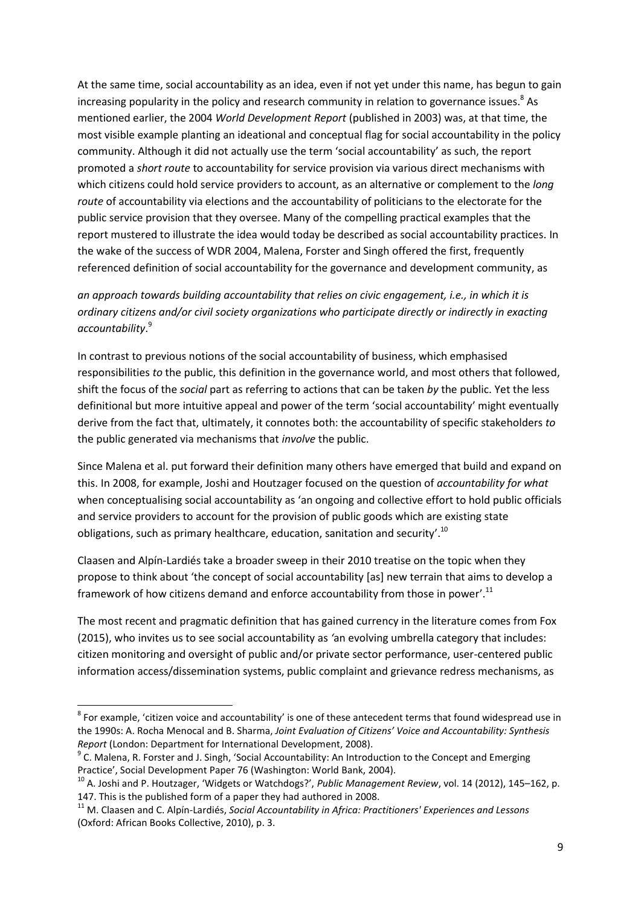At the same time, social accountability as an idea, even if not yet under this name, has begun to gain increasing popularity in the policy and research community in relation to governance issues.[8] As mentioned earlier, the 2004 *World Development Report* (published in 2003) was, at that time, the most visible example planting an ideational and conceptual flag for social accountability in the policy community. Although it did not actually use the term 'social accountability' as such, the report promoted a *short route* to accountability for service provision via various direct mechanisms with which citizens could hold service providers to account, as an alternative or complement to the *long route* of accountability via elections and the accountability of politicians to the electorate for the public service provision that they oversee. Many of the compelling practical examples that the report mustered to illustrate the idea would today be described as social accountability practices. In the wake of the success of WDR 2004, Malena, Forster and Singh offered the first, frequently referenced definition of social accountability for the governance and development community, as

*an approach towards building accountability that relies on civic engagement, i.e., in which it is ordinary citizens and/or civil society organizations who participate directly or indirectly in exacting accountability*.[9]

In contrast to previous notions of the social accountability of business, which emphasised responsibilities *to* the public, this definition in the governance world, and most others that followed, shift the focus of the *social* part as referring to actions that can be taken *by* the public. Yet the less definitional but more intuitive appeal and power of the term 'social accountability' might eventually derive from the fact that, ultimately, it connotes both: the accountability of specific stakeholders *to* the public generated via mechanisms that *involve* the public.

Since Malena et al. put forward their definition many others have emerged that build and expand on this. In 2008, for example, Joshi and Houtzager focused on the question of *accountability for what* when conceptualising social accountability as 'an ongoing and collective effort to hold public officials and service providers to account for the provision of public goods which are existing state obligations, such as primary healthcare, education, sanitation and security'.[10]

Claasen and Alpín-Lardiés take a broader sweep in their 2010 treatise on the topic when they propose to think about 'the concept of social accountability [as] new terrain that aims to develop a framework of how citizens demand and enforce accountability from those in power'.[11]

The most recent and pragmatic definition that has gained currency in the literature comes from Fox (2015), who invites us to see social accountability as 'an evolving umbrella category that includes: citizen monitoring and oversight of public and/or private sector performance, user-centered public information access/dissemination systems, public complaint and grievance redress mechanisms, as

---

[8] For example, 'citizen voice and accountability' is one of these antecedent terms that found widespread use in the 1990s: A. Rocha Menocal and B. Sharma, *Joint Evaluation of Citizens' Voice and Accountability: Synthesis Report* (London: Department for International Development, 2008).

[9] C. Malena, R. Forster and J. Singh, 'Social Accountability: An Introduction to the Concept and Emerging Practice', Social Development Paper 76 (Washington: World Bank, 2004).

[10] A. Joshi and P. Houtzager, 'Widgets or Watchdogs?', *Public Management Review*, vol. 14 (2012), 145–162, p. 147. This is the published form of a paper they had authored in 2008.

[11] M. Claasen and C. Alpín-Lardiés, *Social Accountability in Africa: Practitioners' Experiences and Lessons* (Oxford: African Books Collective, 2010), p. 3.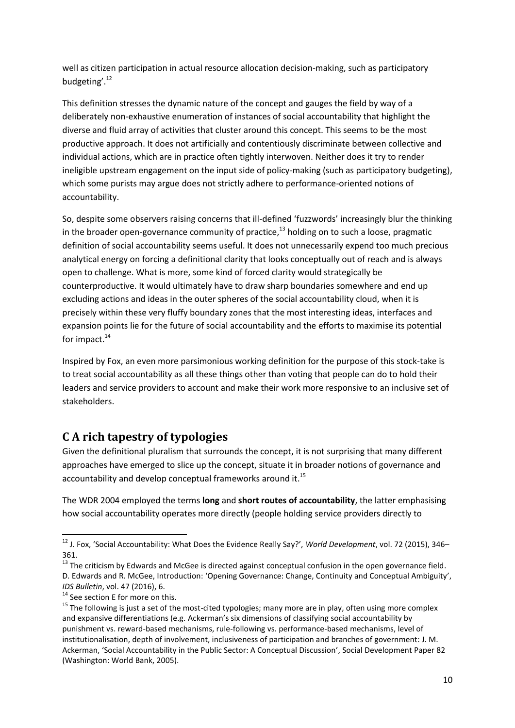well as citizen participation in actual resource allocation decision-making, such as participatory budgeting'.[12]

This definition stresses the dynamic nature of the concept and gauges the field by way of a deliberately non-exhaustive enumeration of instances of social accountability that highlight the diverse and fluid array of activities that cluster around this concept. This seems to be the most productive approach. It does not artificially and contentiously discriminate between collective and individual actions, which are in practice often tightly interwoven. Neither does it try to render ineligible upstream engagement on the input side of policy-making (such as participatory budgeting), which some purists may argue does not strictly adhere to performance-oriented notions of accountability.

So, despite some observers raising concerns that ill-defined 'fuzzwords' increasingly blur the thinking in the broader open-governance community of practice,[13] holding on to such a loose, pragmatic definition of social accountability seems useful. It does not unnecessarily expend too much precious analytical energy on forcing a definitional clarity that looks conceptually out of reach and is always open to challenge. What is more, some kind of forced clarity would strategically be counterproductive. It would ultimately have to draw sharp boundaries somewhere and end up excluding actions and ideas in the outer spheres of the social accountability cloud, when it is precisely within these very fluffy boundary zones that the most interesting ideas, interfaces and expansion points lie for the future of social accountability and the efforts to maximise its potential for impact.[14]

Inspired by Fox, an even more parsimonious working definition for the purpose of this stock-take is to treat social accountability as all these things other than voting that people can do to hold their leaders and service providers to account and make their work more responsive to an inclusive set of stakeholders.

## C A rich tapestry of typologies

Given the definitional pluralism that surrounds the concept, it is not surprising that many different approaches have emerged to slice up the concept, situate it in broader notions of governance and accountability and develop conceptual frameworks around it.[15]

The WDR 2004 employed the terms **long** and **short routes of accountability**, the latter emphasising how social accountability operates more directly (people holding service providers directly to

---

[12] J. Fox, 'Social Accountability: What Does the Evidence Really Say?', *World Development*, vol. 72 (2015), 346–361.

[13] The criticism by Edwards and McGee is directed against conceptual confusion in the open governance field. D. Edwards and R. McGee, Introduction: 'Opening Governance: Change, Continuity and Conceptual Ambiguity', *IDS Bulletin*, vol. 47 (2016), 6.

[14] See section E for more on this.

[15] The following is just a set of the most-cited typologies; many more are in play, often using more complex and expansive differentiations (e.g. Ackerman's six dimensions of classifying social accountability by punishment vs. reward-based mechanisms, rule-following vs. performance-based mechanisms, level of institutionalisation, depth of involvement, inclusiveness of participation and branches of government: J. M. Ackerman, 'Social Accountability in the Public Sector: A Conceptual Discussion', Social Development Paper 82 (Washington: World Bank, 2005).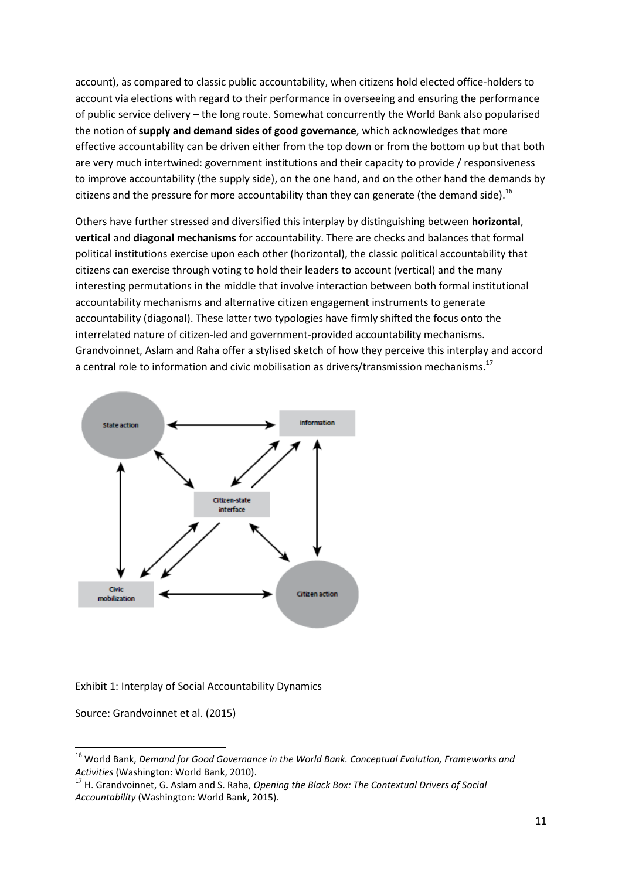account), as compared to classic public accountability, when citizens hold elected office-holders to account via elections with regard to their performance in overseeing and ensuring the performance of public service delivery – the long route. Somewhat concurrently the World Bank also popularised the notion of **supply and demand sides of good governance**, which acknowledges that more effective accountability can be driven either from the top down or from the bottom up but that both are very much intertwined: government institutions and their capacity to provide / responsiveness to improve accountability (the supply side), on the one hand, and on the other hand the demands by citizens and the pressure for more accountability than they can generate (the demand side).[16]

Others have further stressed and diversified this interplay by distinguishing between **horizontal**, **vertical** and **diagonal mechanisms** for accountability. There are checks and balances that formal political institutions exercise upon each other (horizontal), the classic political accountability that citizens can exercise through voting to hold their leaders to account (vertical) and the many interesting permutations in the middle that involve interaction between both formal institutional accountability mechanisms and alternative citizen engagement instruments to generate accountability (diagonal). These latter two typologies have firmly shifted the focus onto the interrelated nature of citizen-led and government-provided accountability mechanisms. Grandvoinnet, Aslam and Raha offer a stylised sketch of how they perceive this interplay and accord a central role to information and civic mobilisation as drivers/transmission mechanisms.[17]

Exhibit 1: Interplay of Social Accountability Dynamics

Source: Grandvoinnet et al. (2015)

---

[16] World Bank, *Demand for Good Governance in the World Bank. Conceptual Evolution, Frameworks and Activities* (Washington: World Bank, 2010).

[17] H. Grandvoinnet, G. Aslam and S. Raha, *Opening the Black Box: The Contextual Drivers of Social Accountability* (Washington: World Bank, 2015).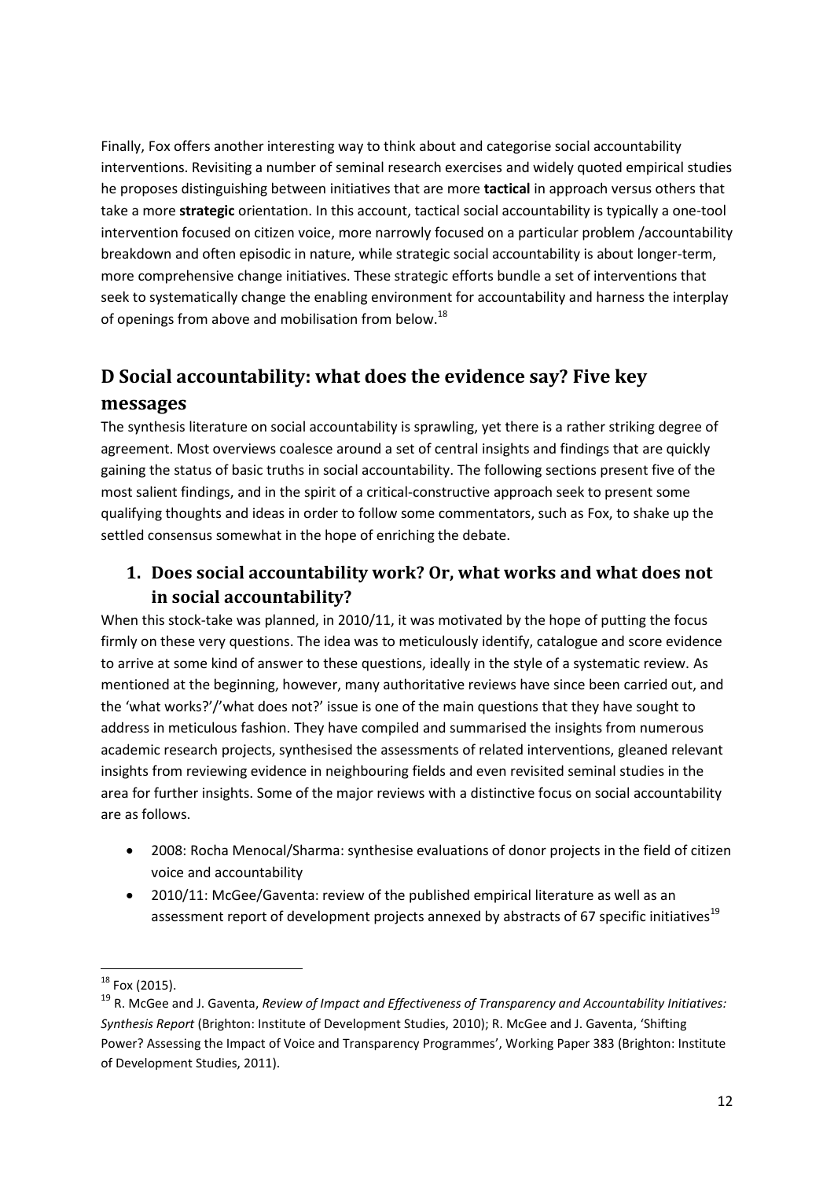Finally, Fox offers another interesting way to think about and categorise social accountability interventions. Revisiting a number of seminal research exercises and widely quoted empirical studies he proposes distinguishing between initiatives that are more **tactical** in approach versus others that take a more **strategic** orientation. In this account, tactical social accountability is typically a one-tool intervention focused on citizen voice, more narrowly focused on a particular problem /accountability breakdown and often episodic in nature, while strategic social accountability is about longer-term, more comprehensive change initiatives. These strategic efforts bundle a set of interventions that seek to systematically change the enabling environment for accountability and harness the interplay of openings from above and mobilisation from below.[18]

## D Social accountability: what does the evidence say? Five key messages

The synthesis literature on social accountability is sprawling, yet there is a rather striking degree of agreement. Most overviews coalesce around a set of central insights and findings that are quickly gaining the status of basic truths in social accountability. The following sections present five of the most salient findings, and in the spirit of a critical-constructive approach seek to present some qualifying thoughts and ideas in order to follow some commentators, such as Fox, to shake up the settled consensus somewhat in the hope of enriching the debate.

### 1. Does social accountability work? Or, what works and what does not in social accountability?

When this stock-take was planned, in 2010/11, it was motivated by the hope of putting the focus firmly on these very questions. The idea was to meticulously identify, catalogue and score evidence to arrive at some kind of answer to these questions, ideally in the style of a systematic review. As mentioned at the beginning, however, many authoritative reviews have since been carried out, and the 'what works?'/'what does not?' issue is one of the main questions that they have sought to address in meticulous fashion. They have compiled and summarised the insights from numerous academic research projects, synthesised the assessments of related interventions, gleaned relevant insights from reviewing evidence in neighbouring fields and even revisited seminal studies in the area for further insights. Some of the major reviews with a distinctive focus on social accountability are as follows.

- 2008: Rocha Menocal/Sharma: synthesise evaluations of donor projects in the field of citizen voice and accountability
- 2010/11: McGee/Gaventa: review of the published empirical literature as well as an assessment report of development projects annexed by abstracts of 67 specific initiatives[19]

---

[18] Fox (2015).

[19] R. McGee and J. Gaventa, *Review of Impact and Effectiveness of Transparency and Accountability Initiatives: Synthesis Report* (Brighton: Institute of Development Studies, 2010); R. McGee and J. Gaventa, 'Shifting Power? Assessing the Impact of Voice and Transparency Programmes', Working Paper 383 (Brighton: Institute of Development Studies, 2011).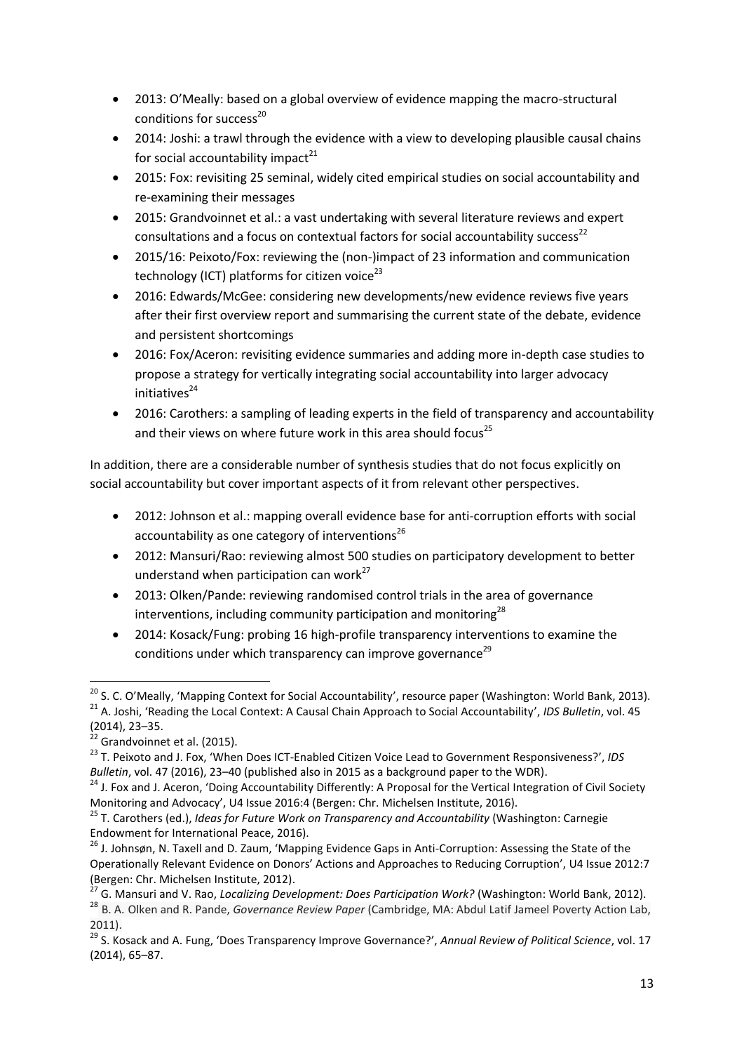- 2013: O'Meally: based on a global overview of evidence mapping the macro-structural conditions for success[20]
- 2014: Joshi: a trawl through the evidence with a view to developing plausible causal chains for social accountability impact[21]
- 2015: Fox: revisiting 25 seminal, widely cited empirical studies on social accountability and re-examining their messages
- 2015: Grandvoinnet et al.: a vast undertaking with several literature reviews and expert consultations and a focus on contextual factors for social accountability success[22]
- 2015/16: Peixoto/Fox: reviewing the (non-)impact of 23 information and communication technology (ICT) platforms for citizen voice[23]
- 2016: Edwards/McGee: considering new developments/new evidence reviews five years after their first overview report and summarising the current state of the debate, evidence and persistent shortcomings
- 2016: Fox/Aceron: revisiting evidence summaries and adding more in-depth case studies to propose a strategy for vertically integrating social accountability into larger advocacy initiatives[24]
- 2016: Carothers: a sampling of leading experts in the field of transparency and accountability and their views on where future work in this area should focus[25]

In addition, there are a considerable number of synthesis studies that do not focus explicitly on social accountability but cover important aspects of it from relevant other perspectives.

- 2012: Johnson et al.: mapping overall evidence base for anti-corruption efforts with social accountability as one category of interventions[26]
- 2012: Mansuri/Rao: reviewing almost 500 studies on participatory development to better understand when participation can work[27]
- 2013: Olken/Pande: reviewing randomised control trials in the area of governance interventions, including community participation and monitoring[28]
- 2014: Kosack/Fung: probing 16 high-profile transparency interventions to examine the conditions under which transparency can improve governance[29]

---

[20] S. C. O'Meally, 'Mapping Context for Social Accountability', resource paper (Washington: World Bank, 2013).

[21] A. Joshi, 'Reading the Local Context: A Causal Chain Approach to Social Accountability', *IDS Bulletin*, vol. 45 (2014), 23–35.

[22] Grandvoinnet et al. (2015).

[23] T. Peixoto and J. Fox, 'When Does ICT-Enabled Citizen Voice Lead to Government Responsiveness?', *IDS Bulletin*, vol. 47 (2016), 23–40 (published also in 2015 as a background paper to the WDR).

[24] J. Fox and J. Aceron, 'Doing Accountability Differently: A Proposal for the Vertical Integration of Civil Society Monitoring and Advocacy', U4 Issue 2016:4 (Bergen: Chr. Michelsen Institute, 2016).

[25] T. Carothers (ed.), *Ideas for Future Work on Transparency and Accountability* (Washington: Carnegie Endowment for International Peace, 2016).

[26] J. Johnsøn, N. Taxell and D. Zaum, 'Mapping Evidence Gaps in Anti-Corruption: Assessing the State of the Operationally Relevant Evidence on Donors' Actions and Approaches to Reducing Corruption', U4 Issue 2012:7 (Bergen: Chr. Michelsen Institute, 2012).

[27] G. Mansuri and V. Rao, *Localizing Development: Does Participation Work?* (Washington: World Bank, 2012).

[28] B. A. Olken and R. Pande, *Governance Review Paper* (Cambridge, MA: Abdul Latif Jameel Poverty Action Lab, 2011).

[29] S. Kosack and A. Fung, 'Does Transparency Improve Governance?', *Annual Review of Political Science*, vol. 17 (2014), 65–87.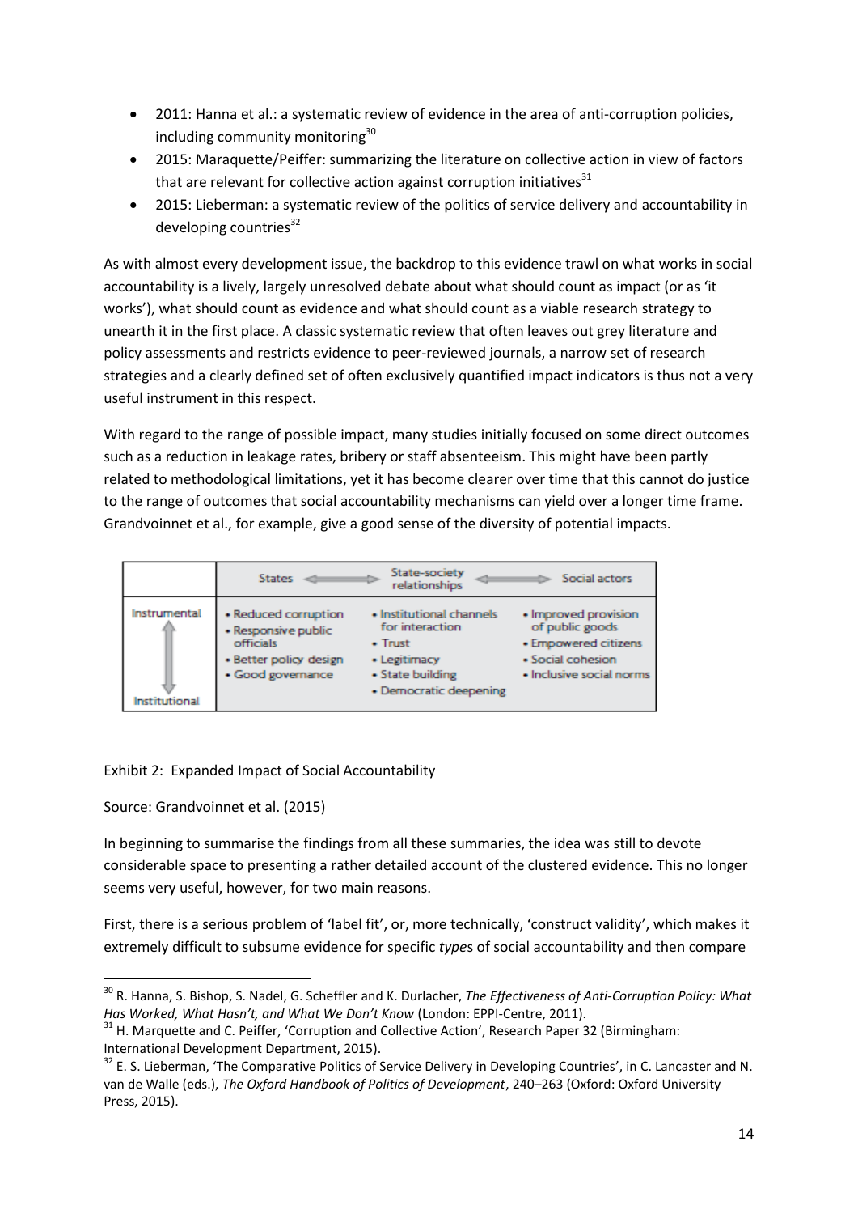- 2011: Hanna et al.: a systematic review of evidence in the area of anti-corruption policies, including community monitoring[30]
- 2015: Maraquette/Peiffer: summarizing the literature on collective action in view of factors that are relevant for collective action against corruption initiatives[31]
- 2015: Lieberman: a systematic review of the politics of service delivery and accountability in developing countries[32]

As with almost every development issue, the backdrop to this evidence trawl on what works in social accountability is a lively, largely unresolved debate about what should count as impact (or as 'it works'), what should count as evidence and what should count as a viable research strategy to unearth it in the first place. A classic systematic review that often leaves out grey literature and policy assessments and restricts evidence to peer-reviewed journals, a narrow set of research strategies and a clearly defined set of often exclusively quantified impact indicators is thus not a very useful instrument in this respect.

With regard to the range of possible impact, many studies initially focused on some direct outcomes such as a reduction in leakage rates, bribery or staff absenteeism. This might have been partly related to methodological limitations, yet it has become clearer over time that this cannot do justice to the range of outcomes that social accountability mechanisms can yield over a longer time frame. Grandvoinnet et al., for example, give a good sense of the diversity of potential impacts.

| Instrumental ↕ Institutional | States | State-society relationships | Social actors |
|---|---|---|---|
| | • Reduced corruption<br>• Responsive public officials<br>• Better policy design<br>• Good governance | • Institutional channels for interaction<br>• Trust<br>• Legitimacy<br>• State building<br>• Democratic deepening | • Improved provision of public goods<br>• Empowered citizens<br>• Social cohesion<br>• Inclusive social norms |

Exhibit 2: Expanded Impact of Social Accountability

Source: Grandvoinnet et al. (2015)

In beginning to summarise the findings from all these summaries, the idea was still to devote considerable space to presenting a rather detailed account of the clustered evidence. This no longer seems very useful, however, for two main reasons.

First, there is a serious problem of 'label fit', or, more technically, 'construct validity', which makes it extremely difficult to subsume evidence for specific *type*s of social accountability and then compare

---

[30] R. Hanna, S. Bishop, S. Nadel, G. Scheffler and K. Durlacher, *The Effectiveness of Anti-Corruption Policy: What Has Worked, What Hasn't, and What We Don't Know* (London: EPPI-Centre, 2011).

[31] H. Marquette and C. Peiffer, 'Corruption and Collective Action', Research Paper 32 (Birmingham: International Development Department, 2015).

[32] E. S. Lieberman, 'The Comparative Politics of Service Delivery in Developing Countries', in C. Lancaster and N. van de Walle (eds.), *The Oxford Handbook of Politics of Development*, 240–263 (Oxford: Oxford University Press, 2015).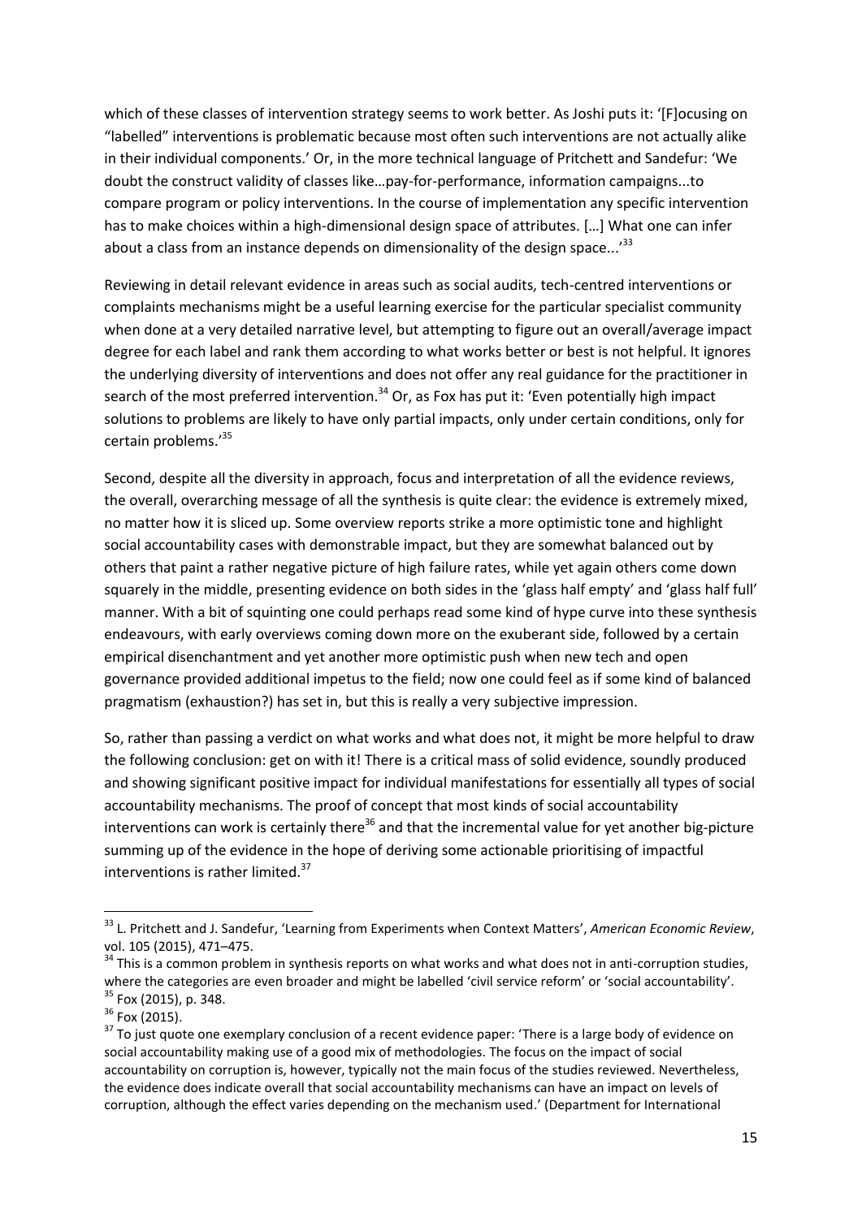which of these classes of intervention strategy seems to work better. As Joshi puts it: '[F]ocusing on "labelled" interventions is problematic because most often such interventions are not actually alike in their individual components.' Or, in the more technical language of Pritchett and Sandefur: 'We doubt the construct validity of classes like…pay-for-performance, information campaigns...to compare program or policy interventions. In the course of implementation any specific intervention has to make choices within a high-dimensional design space of attributes. […] What one can infer about a class from an instance depends on dimensionality of the design space...'[33]

Reviewing in detail relevant evidence in areas such as social audits, tech-centred interventions or complaints mechanisms might be a useful learning exercise for the particular specialist community when done at a very detailed narrative level, but attempting to figure out an overall/average impact degree for each label and rank them according to what works better or best is not helpful. It ignores the underlying diversity of interventions and does not offer any real guidance for the practitioner in search of the most preferred intervention.[34] Or, as Fox has put it: 'Even potentially high impact solutions to problems are likely to have only partial impacts, only under certain conditions, only for certain problems.'[35]

Second, despite all the diversity in approach, focus and interpretation of all the evidence reviews, the overall, overarching message of all the synthesis is quite clear: the evidence is extremely mixed, no matter how it is sliced up. Some overview reports strike a more optimistic tone and highlight social accountability cases with demonstrable impact, but they are somewhat balanced out by others that paint a rather negative picture of high failure rates, while yet again others come down squarely in the middle, presenting evidence on both sides in the 'glass half empty' and 'glass half full' manner. With a bit of squinting one could perhaps read some kind of hype curve into these synthesis endeavours, with early overviews coming down more on the exuberant side, followed by a certain empirical disenchantment and yet another more optimistic push when new tech and open governance provided additional impetus to the field; now one could feel as if some kind of balanced pragmatism (exhaustion?) has set in, but this is really a very subjective impression.

So, rather than passing a verdict on what works and what does not, it might be more helpful to draw the following conclusion: get on with it! There is a critical mass of solid evidence, soundly produced and showing significant positive impact for individual manifestations for essentially all types of social accountability mechanisms. The proof of concept that most kinds of social accountability interventions can work is certainly there[36] and that the incremental value for yet another big-picture summing up of the evidence in the hope of deriving some actionable prioritising of impactful interventions is rather limited.[37]

---

[33] L. Pritchett and J. Sandefur, 'Learning from Experiments when Context Matters', *American Economic Review*, vol. 105 (2015), 471–475.

[34] This is a common problem in synthesis reports on what works and what does not in anti-corruption studies, where the categories are even broader and might be labelled 'civil service reform' or 'social accountability'.

[35] Fox (2015), p. 348.

[36] Fox (2015).

[37] To just quote one exemplary conclusion of a recent evidence paper: 'There is a large body of evidence on social accountability making use of a good mix of methodologies. The focus on the impact of social accountability on corruption is, however, typically not the main focus of the studies reviewed. Nevertheless, the evidence does indicate overall that social accountability mechanisms can have an impact on levels of corruption, although the effect varies depending on the mechanism used.' (Department for International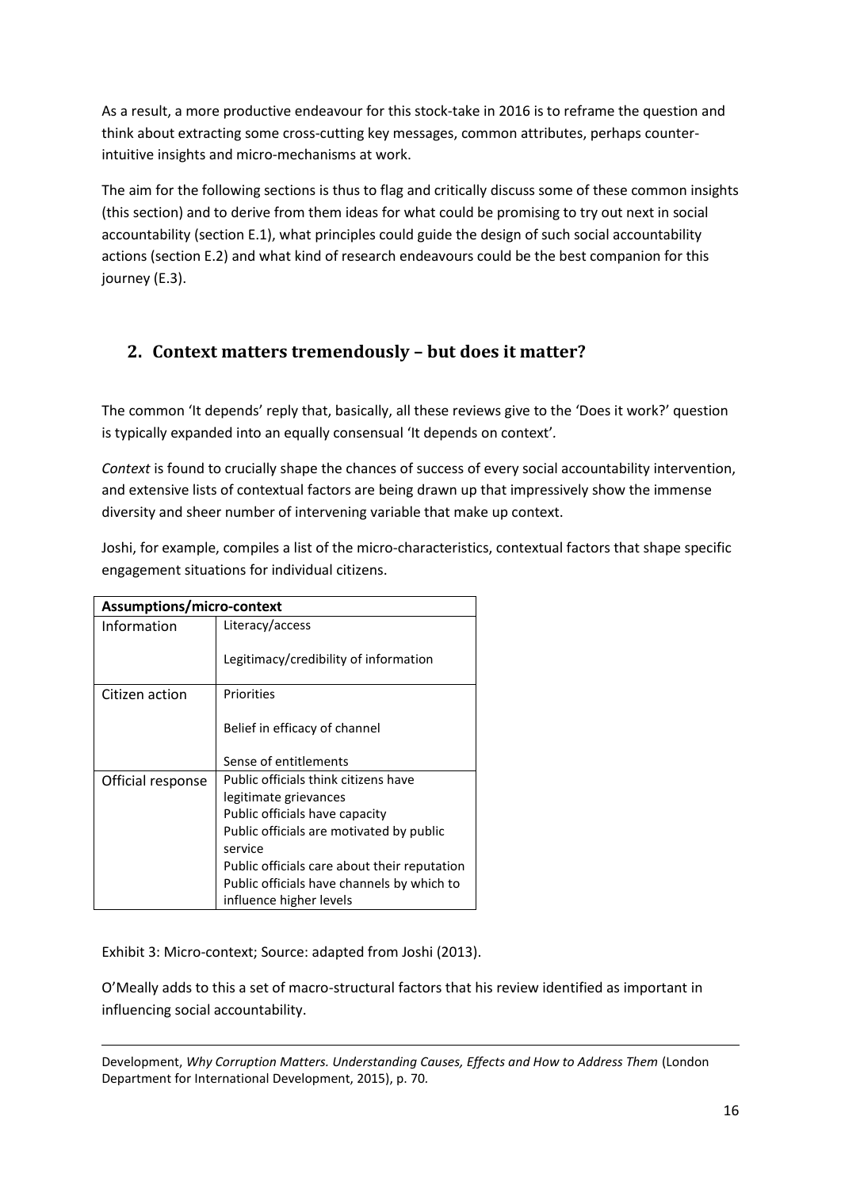As a result, a more productive endeavour for this stock-take in 2016 is to reframe the question and think about extracting some cross-cutting key messages, common attributes, perhaps counter-intuitive insights and micro-mechanisms at work.

The aim for the following sections is thus to flag and critically discuss some of these common insights (this section) and to derive from them ideas for what could be promising to try out next in social accountability (section E.1), what principles could guide the design of such social accountability actions (section E.2) and what kind of research endeavours could be the best companion for this journey (E.3).

## 2. Context matters tremendously – but does it matter?

The common 'It depends' reply that, basically, all these reviews give to the 'Does it work?' question is typically expanded into an equally consensual 'It depends on context'.

*Context* is found to crucially shape the chances of success of every social accountability intervention, and extensive lists of contextual factors are being drawn up that impressively show the immense diversity and sheer number of intervening variable that make up context.

Joshi, for example, compiles a list of the micro-characteristics, contextual factors that shape specific engagement situations for individual citizens.

| **Assumptions/micro-context** | |
|---|---|
| Information | Literacy/access<br><br>Legitimacy/credibility of information |
| Citizen action | Priorities<br><br>Belief in efficacy of channel<br><br>Sense of entitlements |
| Official response | Public officials think citizens have legitimate grievances<br>Public officials have capacity<br>Public officials are motivated by public service<br>Public officials care about their reputation<br>Public officials have channels by which to influence higher levels |

Exhibit 3: Micro-context; Source: adapted from Joshi (2013).

O'Meally adds to this a set of macro-structural factors that his review identified as important in influencing social accountability.

---

Development, *Why Corruption Matters. Understanding Causes, Effects and How to Address Them* (London Department for International Development, 2015), p. 70.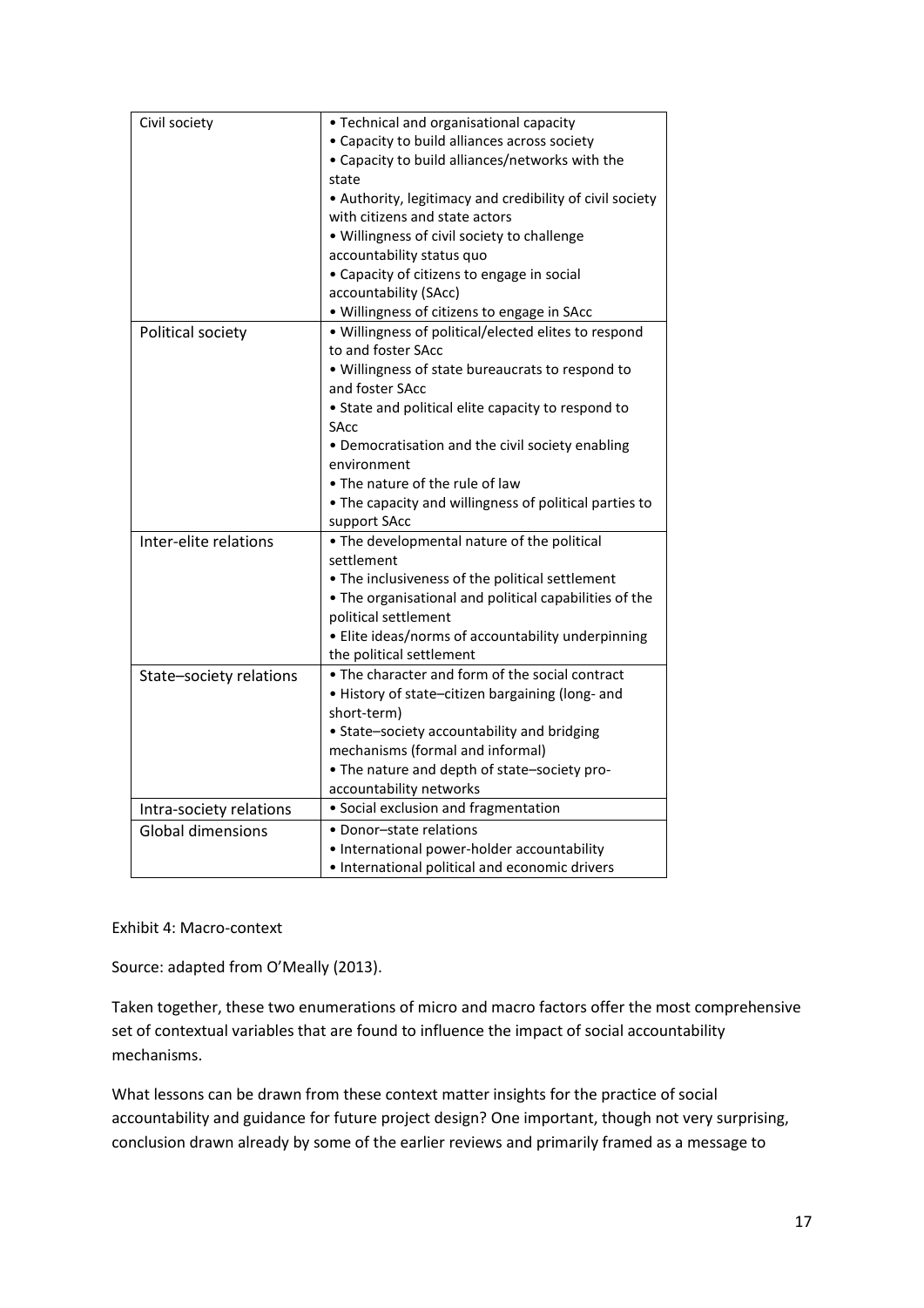| | |
|---|---|
| Civil society | • Technical and organisational capacity<br>• Capacity to build alliances across society<br>• Capacity to build alliances/networks with the state<br>• Authority, legitimacy and credibility of civil society with citizens and state actors<br>• Willingness of civil society to challenge accountability status quo<br>• Capacity of citizens to engage in social accountability (SAcc)<br>• Willingness of citizens to engage in SAcc |
| Political society | • Willingness of political/elected elites to respond to and foster SAcc<br>• Willingness of state bureaucrats to respond to and foster SAcc<br>• State and political elite capacity to respond to SAcc<br>• Democratisation and the civil society enabling environment<br>• The nature of the rule of law<br>• The capacity and willingness of political parties to support SAcc |
| Inter-elite relations | • The developmental nature of the political settlement<br>• The inclusiveness of the political settlement<br>• The organisational and political capabilities of the political settlement<br>• Elite ideas/norms of accountability underpinning the political settlement |
| State–society relations | • The character and form of the social contract<br>• History of state–citizen bargaining (long- and short-term)<br>• State–society accountability and bridging mechanisms (formal and informal)<br>• The nature and depth of state–society pro-accountability networks |
| Intra-society relations | • Social exclusion and fragmentation |
| Global dimensions | • Donor–state relations<br>• International power-holder accountability<br>• International political and economic drivers |

Exhibit 4: Macro-context

Source: adapted from O'Meally (2013).

Taken together, these two enumerations of micro and macro factors offer the most comprehensive set of contextual variables that are found to influence the impact of social accountability mechanisms.

What lessons can be drawn from these context matter insights for the practice of social accountability and guidance for future project design? One important, though not very surprising, conclusion drawn already by some of the earlier reviews and primarily framed as a message to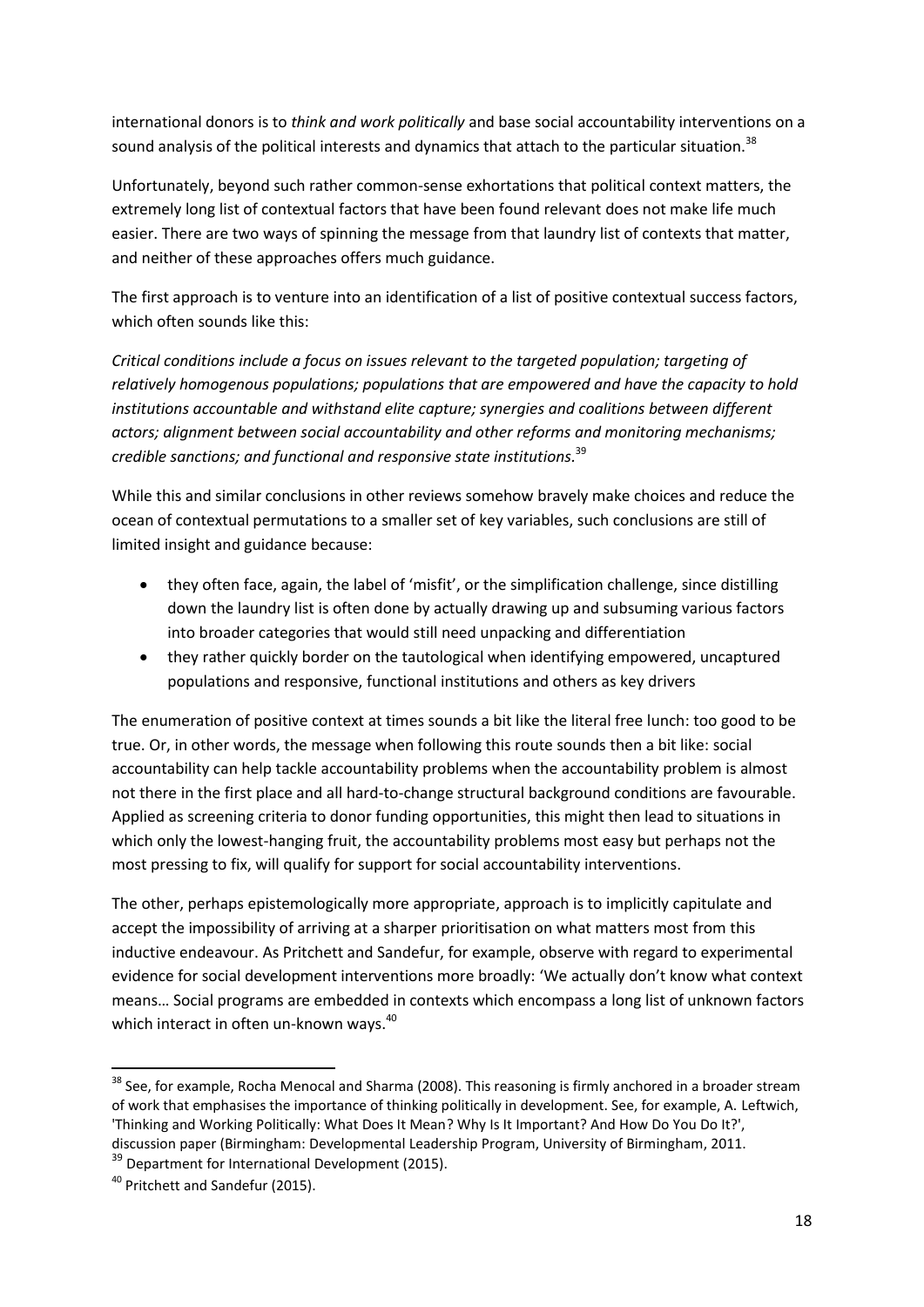international donors is to *think and work politically* and base social accountability interventions on a sound analysis of the political interests and dynamics that attach to the particular situation.[38]

Unfortunately, beyond such rather common-sense exhortations that political context matters, the extremely long list of contextual factors that have been found relevant does not make life much easier. There are two ways of spinning the message from that laundry list of contexts that matter, and neither of these approaches offers much guidance.

The first approach is to venture into an identification of a list of positive contextual success factors, which often sounds like this:

*Critical conditions include a focus on issues relevant to the targeted population; targeting of relatively homogenous populations; populations that are empowered and have the capacity to hold institutions accountable and withstand elite capture; synergies and coalitions between different actors; alignment between social accountability and other reforms and monitoring mechanisms; credible sanctions; and functional and responsive state institutions.*[39]

While this and similar conclusions in other reviews somehow bravely make choices and reduce the ocean of contextual permutations to a smaller set of key variables, such conclusions are still of limited insight and guidance because:

- they often face, again, the label of 'misfit', or the simplification challenge, since distilling down the laundry list is often done by actually drawing up and subsuming various factors into broader categories that would still need unpacking and differentiation
- they rather quickly border on the tautological when identifying empowered, uncaptured populations and responsive, functional institutions and others as key drivers

The enumeration of positive context at times sounds a bit like the literal free lunch: too good to be true. Or, in other words, the message when following this route sounds then a bit like: social accountability can help tackle accountability problems when the accountability problem is almost not there in the first place and all hard-to-change structural background conditions are favourable. Applied as screening criteria to donor funding opportunities, this might then lead to situations in which only the lowest-hanging fruit, the accountability problems most easy but perhaps not the most pressing to fix, will qualify for support for social accountability interventions.

The other, perhaps epistemologically more appropriate, approach is to implicitly capitulate and accept the impossibility of arriving at a sharper prioritisation on what matters most from this inductive endeavour. As Pritchett and Sandefur, for example, observe with regard to experimental evidence for social development interventions more broadly: 'We actually don't know what context means… Social programs are embedded in contexts which encompass a long list of unknown factors which interact in often un-known ways.[40]

---

[38] See, for example, Rocha Menocal and Sharma (2008). This reasoning is firmly anchored in a broader stream of work that emphasises the importance of thinking politically in development. See, for example, A. Leftwich, 'Thinking and Working Politically: What Does It Mean? Why Is It Important? And How Do You Do It?', discussion paper (Birmingham: Developmental Leadership Program, University of Birmingham, 2011.

[39] Department for International Development (2015).

[40] Pritchett and Sandefur (2015).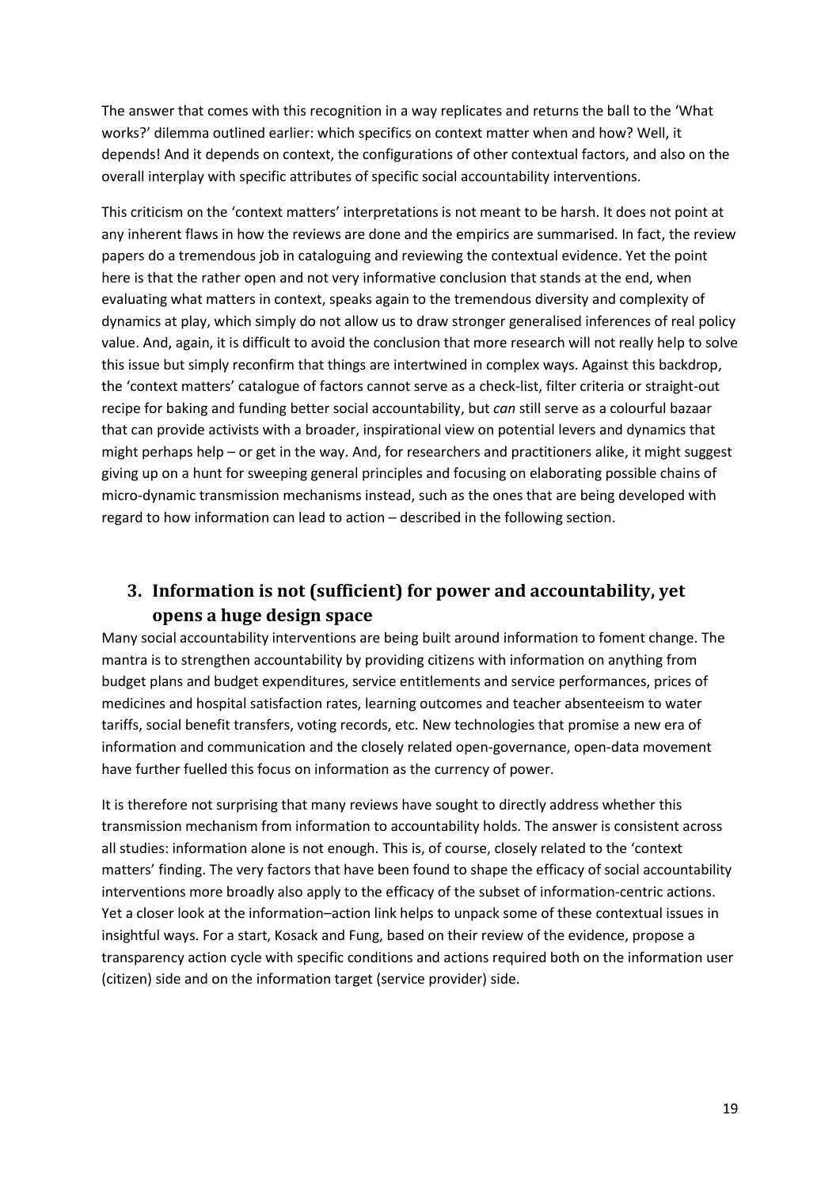The answer that comes with this recognition in a way replicates and returns the ball to the 'What works?' dilemma outlined earlier: which specifics on context matter when and how? Well, it depends! And it depends on context, the configurations of other contextual factors, and also on the overall interplay with specific attributes of specific social accountability interventions.

This criticism on the 'context matters' interpretations is not meant to be harsh. It does not point at any inherent flaws in how the reviews are done and the empirics are summarised. In fact, the review papers do a tremendous job in cataloguing and reviewing the contextual evidence. Yet the point here is that the rather open and not very informative conclusion that stands at the end, when evaluating what matters in context, speaks again to the tremendous diversity and complexity of dynamics at play, which simply do not allow us to draw stronger generalised inferences of real policy value. And, again, it is difficult to avoid the conclusion that more research will not really help to solve this issue but simply reconfirm that things are intertwined in complex ways. Against this backdrop, the 'context matters' catalogue of factors cannot serve as a check-list, filter criteria or straight-out recipe for baking and funding better social accountability, but *can* still serve as a colourful bazaar that can provide activists with a broader, inspirational view on potential levers and dynamics that might perhaps help – or get in the way. And, for researchers and practitioners alike, it might suggest giving up on a hunt for sweeping general principles and focusing on elaborating possible chains of micro-dynamic transmission mechanisms instead, such as the ones that are being developed with regard to how information can lead to action – described in the following section.

## 3. Information is not (sufficient) for power and accountability, yet opens a huge design space

Many social accountability interventions are being built around information to foment change. The mantra is to strengthen accountability by providing citizens with information on anything from budget plans and budget expenditures, service entitlements and service performances, prices of medicines and hospital satisfaction rates, learning outcomes and teacher absenteeism to water tariffs, social benefit transfers, voting records, etc. New technologies that promise a new era of information and communication and the closely related open-governance, open-data movement have further fuelled this focus on information as the currency of power.

It is therefore not surprising that many reviews have sought to directly address whether this transmission mechanism from information to accountability holds. The answer is consistent across all studies: information alone is not enough. This is, of course, closely related to the 'context matters' finding. The very factors that have been found to shape the efficacy of social accountability interventions more broadly also apply to the efficacy of the subset of information-centric actions. Yet a closer look at the information–action link helps to unpack some of these contextual issues in insightful ways. For a start, Kosack and Fung, based on their review of the evidence, propose a transparency action cycle with specific conditions and actions required both on the information user (citizen) side and on the information target (service provider) side.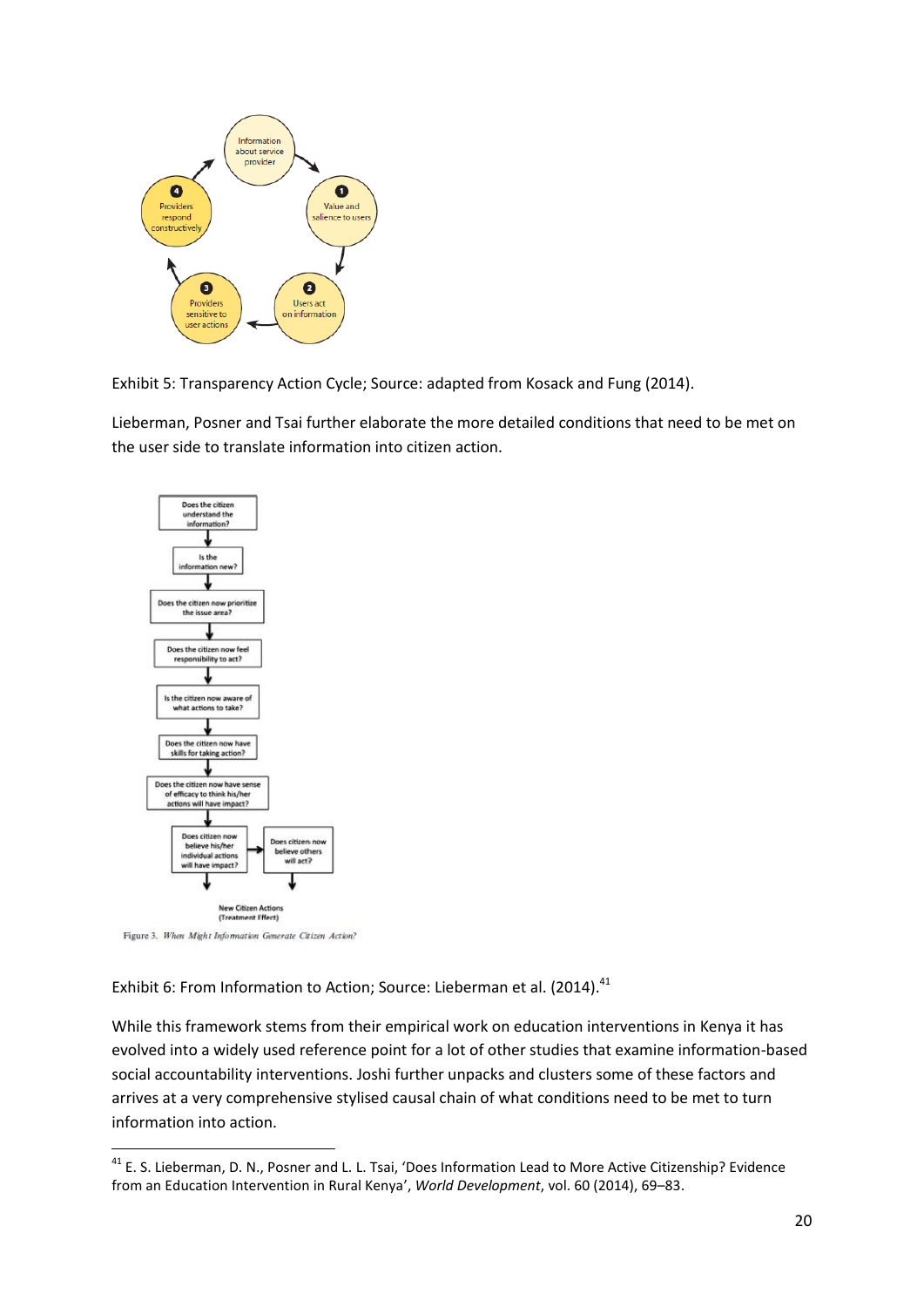Exhibit 5: Transparency Action Cycle; Source: adapted from Kosack and Fung (2014).

Lieberman, Posner and Tsai further elaborate the more detailed conditions that need to be met on the user side to translate information into citizen action.

Exhibit 6: From Information to Action; Source: Lieberman et al. (2014).[41]

While this framework stems from their empirical work on education interventions in Kenya it has evolved into a widely used reference point for a lot of other studies that examine information-based social accountability interventions. Joshi further unpacks and clusters some of these factors and arrives at a very comprehensive stylised causal chain of what conditions need to be met to turn information into action.

[41] E. S. Lieberman, D. N., Posner and L. L. Tsai, 'Does Information Lead to More Active Citizenship? Evidence from an Education Intervention in Rural Kenya', *World Development*, vol. 60 (2014), 69–83.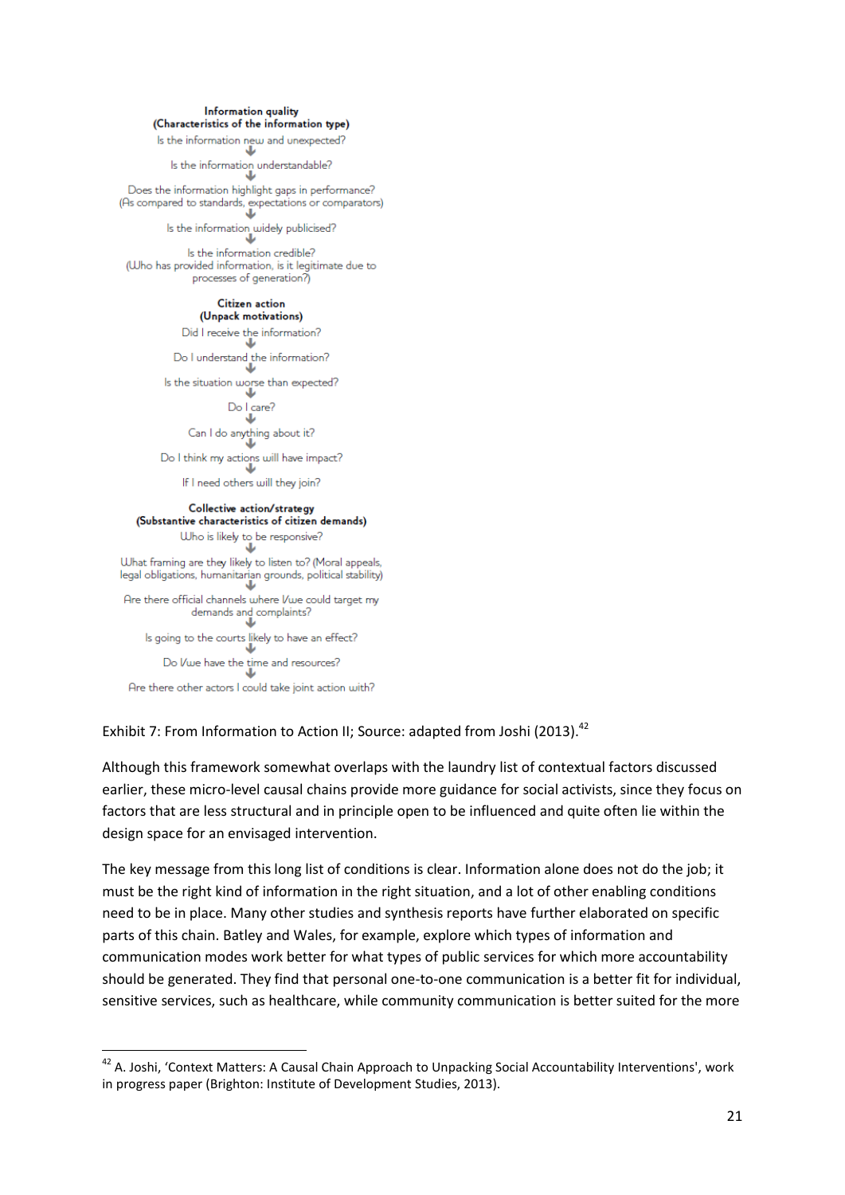**Information quality**
**(Characteristics of the information type)**

Is the information new and unexpected?

↓

Is the information understandable?

↓

Does the information highlight gaps in performance?
(As compared to standards, expectations or comparators)

↓

Is the information widely publicised?

↓

Is the information credible?
(Who has provided information, is it legitimate due to processes of generation?)

**Citizen action**
**(Unpack motivations)**

Did I receive the information?

↓

Do I understand the information?

↓

Is the situation worse than expected?

↓

Do I care?

↓

Can I do anything about it?

↓

Do I think my actions will have impact?

↓

If I need others will they join?

**Collective action/strategy**
**(Substantive characteristics of citizen demands)**

Who is likely to be responsive?

↓

What framing are they likely to listen to? (Moral appeals, legal obligations, humanitarian grounds, political stability)

↓

Are there official channels where I/we could target my demands and complaints?

↓

Is going to the courts likely to have an effect?

↓

Do I/we have the time and resources?

↓

Are there other actors I could take joint action with?

Exhibit 7: From Information to Action II; Source: adapted from Joshi (2013).[42]

Although this framework somewhat overlaps with the laundry list of contextual factors discussed earlier, these micro-level causal chains provide more guidance for social activists, since they focus on factors that are less structural and in principle open to be influenced and quite often lie within the design space for an envisaged intervention.

The key message from this long list of conditions is clear. Information alone does not do the job; it must be the right kind of information in the right situation, and a lot of other enabling conditions need to be in place. Many other studies and synthesis reports have further elaborated on specific parts of this chain. Batley and Wales, for example, explore which types of information and communication modes work better for what types of public services for which more accountability should be generated. They find that personal one-to-one communication is a better fit for individual, sensitive services, such as healthcare, while community communication is better suited for the more

---

[42] A. Joshi, 'Context Matters: A Causal Chain Approach to Unpacking Social Accountability Interventions', work in progress paper (Brighton: Institute of Development Studies, 2013).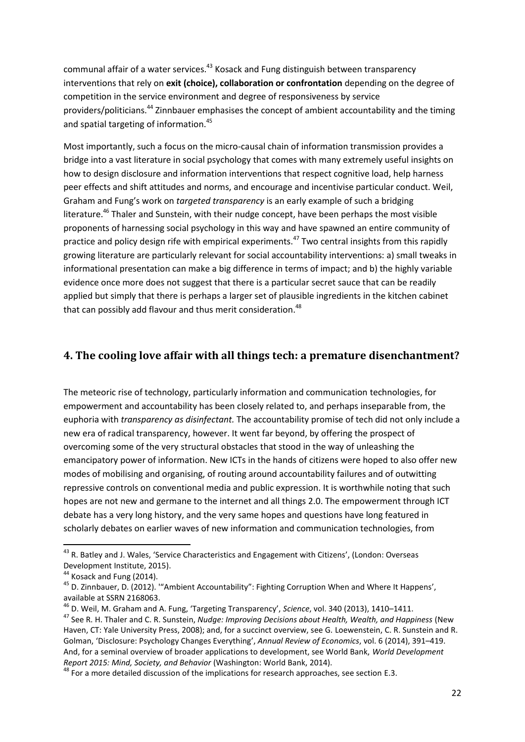communal affair of a water services.[43] Kosack and Fung distinguish between transparency interventions that rely on **exit (choice), collaboration or confrontation** depending on the degree of competition in the service environment and degree of responsiveness by service providers/politicians.[44] Zinnbauer emphasises the concept of ambient accountability and the timing and spatial targeting of information.[45]

Most importantly, such a focus on the micro-causal chain of information transmission provides a bridge into a vast literature in social psychology that comes with many extremely useful insights on how to design disclosure and information interventions that respect cognitive load, help harness peer effects and shift attitudes and norms, and encourage and incentivise particular conduct. Weil, Graham and Fung's work on *targeted transparency* is an early example of such a bridging literature.[46] Thaler and Sunstein, with their nudge concept, have been perhaps the most visible proponents of harnessing social psychology in this way and have spawned an entire community of practice and policy design rife with empirical experiments.[47] Two central insights from this rapidly growing literature are particularly relevant for social accountability interventions: a) small tweaks in informational presentation can make a big difference in terms of impact; and b) the highly variable evidence once more does not suggest that there is a particular secret sauce that can be readily applied but simply that there is perhaps a larger set of plausible ingredients in the kitchen cabinet that can possibly add flavour and thus merit consideration.[48]

## 4. The cooling love affair with all things tech: a premature disenchantment?

The meteoric rise of technology, particularly information and communication technologies, for empowerment and accountability has been closely related to, and perhaps inseparable from, the euphoria with *transparency as disinfectant.* The accountability promise of tech did not only include a new era of radical transparency, however. It went far beyond, by offering the prospect of overcoming some of the very structural obstacles that stood in the way of unleashing the emancipatory power of information. New ICTs in the hands of citizens were hoped to also offer new modes of mobilising and organising, of routing around accountability failures and of outwitting repressive controls on conventional media and public expression. It is worthwhile noting that such hopes are not new and germane to the internet and all things 2.0. The empowerment through ICT debate has a very long history, and the very same hopes and questions have long featured in scholarly debates on earlier waves of new information and communication technologies, from

---

[43] R. Batley and J. Wales, 'Service Characteristics and Engagement with Citizens', (London: Overseas Development Institute, 2015).

[44] Kosack and Fung (2014).

[45] D. Zinnbauer, D. (2012). '"Ambient Accountability": Fighting Corruption When and Where It Happens', available at SSRN 2168063.

[46] D. Weil, M. Graham and A. Fung, 'Targeting Transparency', *Science*, vol. 340 (2013), 1410–1411.

[47] See R. H. Thaler and C. R. Sunstein, *Nudge: Improving Decisions about Health, Wealth, and Happiness* (New Haven, CT: Yale University Press, 2008); and, for a succinct overview, see G. Loewenstein, C. R. Sunstein and R. Golman, 'Disclosure: Psychology Changes Everything', *Annual Review of Economics*, vol. 6 (2014), 391–419. And, for a seminal overview of broader applications to development, see World Bank, *World Development Report 2015: Mind, Society, and Behavior* (Washington: World Bank, 2014).

[48] For a more detailed discussion of the implications for research approaches, see section E.3.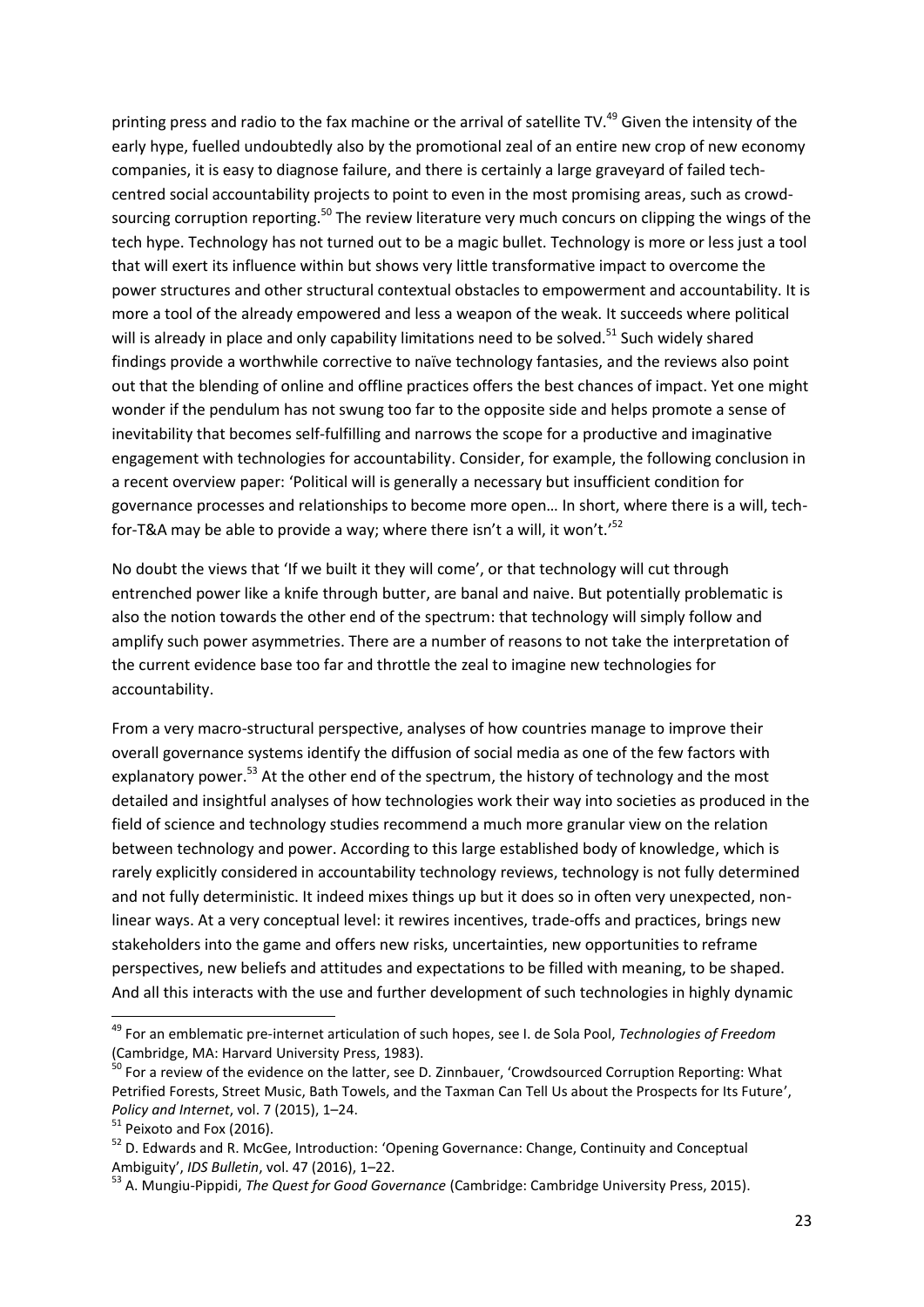printing press and radio to the fax machine or the arrival of satellite TV.[49] Given the intensity of the early hype, fuelled undoubtedly also by the promotional zeal of an entire new crop of new economy companies, it is easy to diagnose failure, and there is certainly a large graveyard of failed tech-centred social accountability projects to point to even in the most promising areas, such as crowd-sourcing corruption reporting.[50] The review literature very much concurs on clipping the wings of the tech hype. Technology has not turned out to be a magic bullet. Technology is more or less just a tool that will exert its influence within but shows very little transformative impact to overcome the power structures and other structural contextual obstacles to empowerment and accountability. It is more a tool of the already empowered and less a weapon of the weak. It succeeds where political will is already in place and only capability limitations need to be solved.[51] Such widely shared findings provide a worthwhile corrective to naïve technology fantasies, and the reviews also point out that the blending of online and offline practices offers the best chances of impact. Yet one might wonder if the pendulum has not swung too far to the opposite side and helps promote a sense of inevitability that becomes self-fulfilling and narrows the scope for a productive and imaginative engagement with technologies for accountability. Consider, for example, the following conclusion in a recent overview paper: 'Political will is generally a necessary but insufficient condition for governance processes and relationships to become more open… In short, where there is a will, tech-for-T&A may be able to provide a way; where there isn't a will, it won't.'[52]

No doubt the views that 'If we built it they will come', or that technology will cut through entrenched power like a knife through butter, are banal and naive. But potentially problematic is also the notion towards the other end of the spectrum: that technology will simply follow and amplify such power asymmetries. There are a number of reasons to not take the interpretation of the current evidence base too far and throttle the zeal to imagine new technologies for accountability.

From a very macro-structural perspective, analyses of how countries manage to improve their overall governance systems identify the diffusion of social media as one of the few factors with explanatory power.[53] At the other end of the spectrum, the history of technology and the most detailed and insightful analyses of how technologies work their way into societies as produced in the field of science and technology studies recommend a much more granular view on the relation between technology and power. According to this large established body of knowledge, which is rarely explicitly considered in accountability technology reviews, technology is not fully determined and not fully deterministic. It indeed mixes things up but it does so in often very unexpected, non-linear ways. At a very conceptual level: it rewires incentives, trade-offs and practices, brings new stakeholders into the game and offers new risks, uncertainties, new opportunities to reframe perspectives, new beliefs and attitudes and expectations to be filled with meaning, to be shaped. And all this interacts with the use and further development of such technologies in highly dynamic

---

[49] For an emblematic pre-internet articulation of such hopes, see I. de Sola Pool, *Technologies of Freedom* (Cambridge, MA: Harvard University Press, 1983).

[50] For a review of the evidence on the latter, see D. Zinnbauer, 'Crowdsourced Corruption Reporting: What Petrified Forests, Street Music, Bath Towels, and the Taxman Can Tell Us about the Prospects for Its Future', *Policy and Internet*, vol. 7 (2015), 1–24.

[51] Peixoto and Fox (2016).

[52] D. Edwards and R. McGee, Introduction: 'Opening Governance: Change, Continuity and Conceptual Ambiguity', *IDS Bulletin*, vol. 47 (2016), 1–22.

[53] A. Mungiu-Pippidi, *The Quest for Good Governance* (Cambridge: Cambridge University Press, 2015).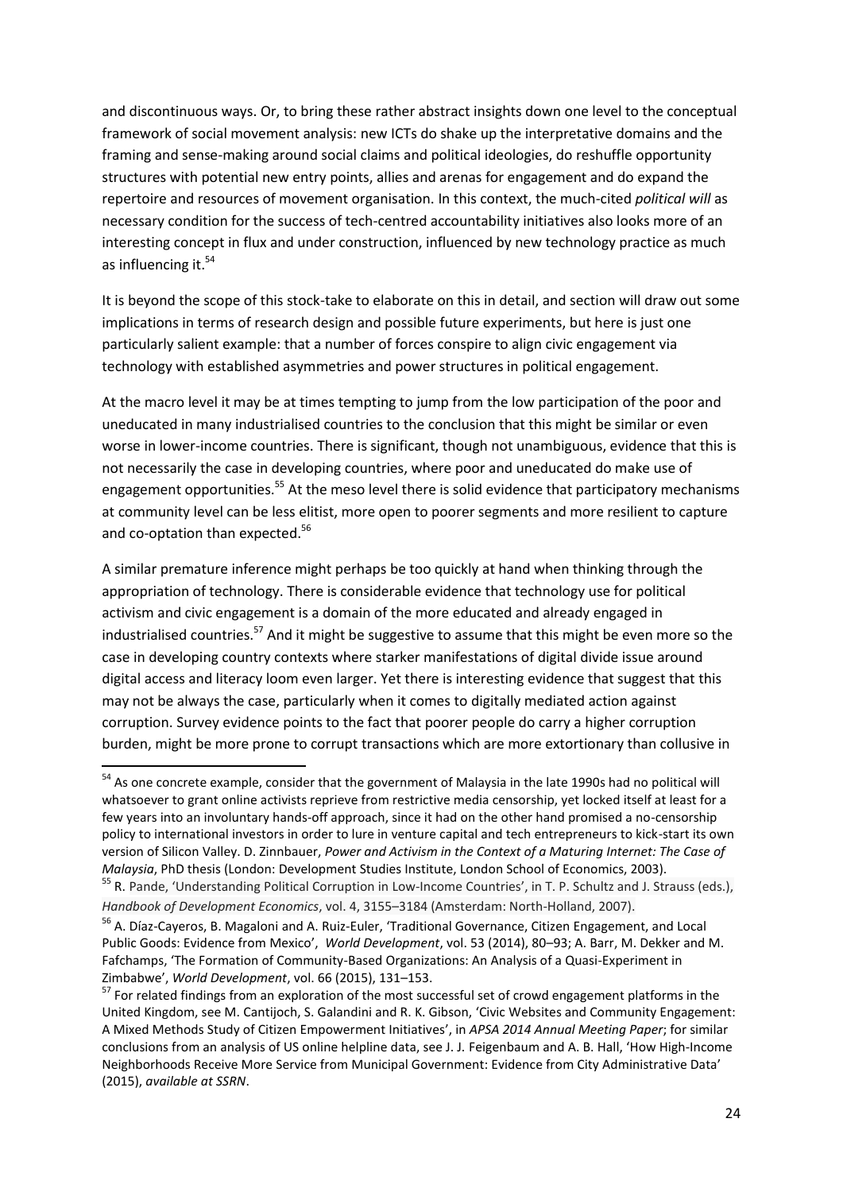and discontinuous ways. Or, to bring these rather abstract insights down one level to the conceptual framework of social movement analysis: new ICTs do shake up the interpretative domains and the framing and sense-making around social claims and political ideologies, do reshuffle opportunity structures with potential new entry points, allies and arenas for engagement and do expand the repertoire and resources of movement organisation. In this context, the much-cited *political will* as necessary condition for the success of tech-centred accountability initiatives also looks more of an interesting concept in flux and under construction, influenced by new technology practice as much as influencing it.[54]

It is beyond the scope of this stock-take to elaborate on this in detail, and section will draw out some implications in terms of research design and possible future experiments, but here is just one particularly salient example: that a number of forces conspire to align civic engagement via technology with established asymmetries and power structures in political engagement.

At the macro level it may be at times tempting to jump from the low participation of the poor and uneducated in many industrialised countries to the conclusion that this might be similar or even worse in lower-income countries. There is significant, though not unambiguous, evidence that this is not necessarily the case in developing countries, where poor and uneducated do make use of engagement opportunities.[55] At the meso level there is solid evidence that participatory mechanisms at community level can be less elitist, more open to poorer segments and more resilient to capture and co-optation than expected.[56]

A similar premature inference might perhaps be too quickly at hand when thinking through the appropriation of technology. There is considerable evidence that technology use for political activism and civic engagement is a domain of the more educated and already engaged in industrialised countries.[57] And it might be suggestive to assume that this might be even more so the case in developing country contexts where starker manifestations of digital divide issue around digital access and literacy loom even larger. Yet there is interesting evidence that suggest that this may not be always the case, particularly when it comes to digitally mediated action against corruption. Survey evidence points to the fact that poorer people do carry a higher corruption burden, might be more prone to corrupt transactions which are more extortionary than collusive in

---

[54] As one concrete example, consider that the government of Malaysia in the late 1990s had no political will whatsoever to grant online activists reprieve from restrictive media censorship, yet locked itself at least for a few years into an involuntary hands-off approach, since it had on the other hand promised a no-censorship policy to international investors in order to lure in venture capital and tech entrepreneurs to kick-start its own version of Silicon Valley. D. Zinnbauer, *Power and Activism in the Context of a Maturing Internet: The Case of Malaysia*, PhD thesis (London: Development Studies Institute, London School of Economics, 2003).

[55] R. Pande, 'Understanding Political Corruption in Low-Income Countries', in T. P. Schultz and J. Strauss (eds.), *Handbook of Development Economics*, vol. 4, 3155–3184 (Amsterdam: North-Holland, 2007).

[56] A. Díaz-Cayeros, B. Magaloni and A. Ruiz-Euler, 'Traditional Governance, Citizen Engagement, and Local Public Goods: Evidence from Mexico', *World Development*, vol. 53 (2014), 80–93; A. Barr, M. Dekker and M. Fafchamps, 'The Formation of Community-Based Organizations: An Analysis of a Quasi-Experiment in Zimbabwe', *World Development*, vol. 66 (2015), 131–153.

[57] For related findings from an exploration of the most successful set of crowd engagement platforms in the United Kingdom, see M. Cantijoch, S. Galandini and R. K. Gibson, 'Civic Websites and Community Engagement: A Mixed Methods Study of Citizen Empowerment Initiatives', in *APSA 2014 Annual Meeting Paper*; for similar conclusions from an analysis of US online helpline data, see J. J. Feigenbaum and A. B. Hall, 'How High-Income Neighborhoods Receive More Service from Municipal Government: Evidence from City Administrative Data' (2015), *available at SSRN*.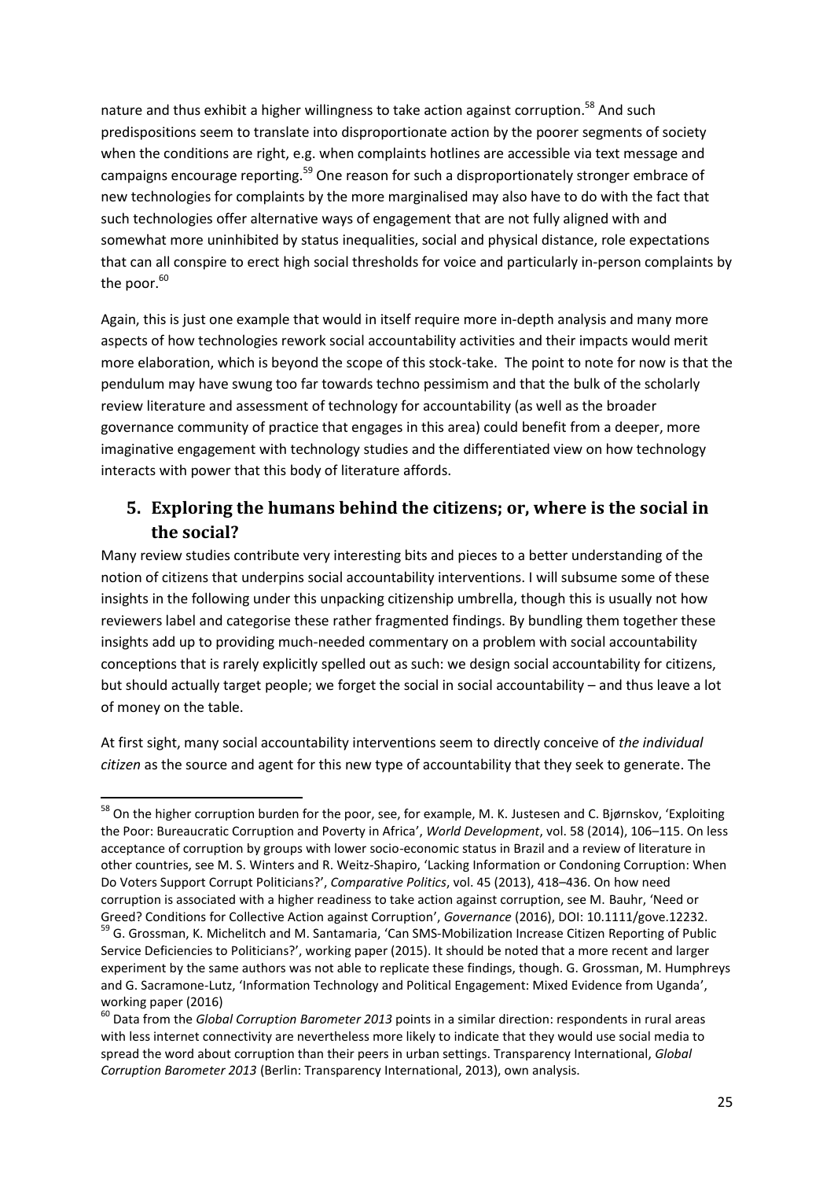nature and thus exhibit a higher willingness to take action against corruption.[58] And such predispositions seem to translate into disproportionate action by the poorer segments of society when the conditions are right, e.g. when complaints hotlines are accessible via text message and campaigns encourage reporting.[59] One reason for such a disproportionately stronger embrace of new technologies for complaints by the more marginalised may also have to do with the fact that such technologies offer alternative ways of engagement that are not fully aligned with and somewhat more uninhibited by status inequalities, social and physical distance, role expectations that can all conspire to erect high social thresholds for voice and particularly in-person complaints by the poor.[60]

Again, this is just one example that would in itself require more in-depth analysis and many more aspects of how technologies rework social accountability activities and their impacts would merit more elaboration, which is beyond the scope of this stock-take. The point to note for now is that the pendulum may have swung too far towards techno pessimism and that the bulk of the scholarly review literature and assessment of technology for accountability (as well as the broader governance community of practice that engages in this area) could benefit from a deeper, more imaginative engagement with technology studies and the differentiated view on how technology interacts with power that this body of literature affords.

## 5. Exploring the humans behind the citizens; or, where is the social in the social?

Many review studies contribute very interesting bits and pieces to a better understanding of the notion of citizens that underpins social accountability interventions. I will subsume some of these insights in the following under this unpacking citizenship umbrella, though this is usually not how reviewers label and categorise these rather fragmented findings. By bundling them together these insights add up to providing much-needed commentary on a problem with social accountability conceptions that is rarely explicitly spelled out as such: we design social accountability for citizens, but should actually target people; we forget the social in social accountability – and thus leave a lot of money on the table.

At first sight, many social accountability interventions seem to directly conceive of *the individual citizen* as the source and agent for this new type of accountability that they seek to generate. The

---

[58] On the higher corruption burden for the poor, see, for example, M. K. Justesen and C. Bjørnskov, 'Exploiting the Poor: Bureaucratic Corruption and Poverty in Africa', *World Development*, vol. 58 (2014), 106–115. On less acceptance of corruption by groups with lower socio-economic status in Brazil and a review of literature in other countries, see M. S. Winters and R. Weitz-Shapiro, 'Lacking Information or Condoning Corruption: When Do Voters Support Corrupt Politicians?', *Comparative Politics*, vol. 45 (2013), 418–436. On how need corruption is associated with a higher readiness to take action against corruption, see M. Bauhr, 'Need or Greed? Conditions for Collective Action against Corruption', *Governance* (2016), DOI: 10.1111/gove.12232.

[59] G. Grossman, K. Michelitch and M. Santamaria, 'Can SMS-Mobilization Increase Citizen Reporting of Public Service Deficiencies to Politicians?', working paper (2015). It should be noted that a more recent and larger experiment by the same authors was not able to replicate these findings, though. G. Grossman, M. Humphreys and G. Sacramone-Lutz, 'Information Technology and Political Engagement: Mixed Evidence from Uganda', working paper (2016)

[60] Data from the *Global Corruption Barometer 2013* points in a similar direction: respondents in rural areas with less internet connectivity are nevertheless more likely to indicate that they would use social media to spread the word about corruption than their peers in urban settings. Transparency International, *Global Corruption Barometer 2013* (Berlin: Transparency International, 2013), own analysis.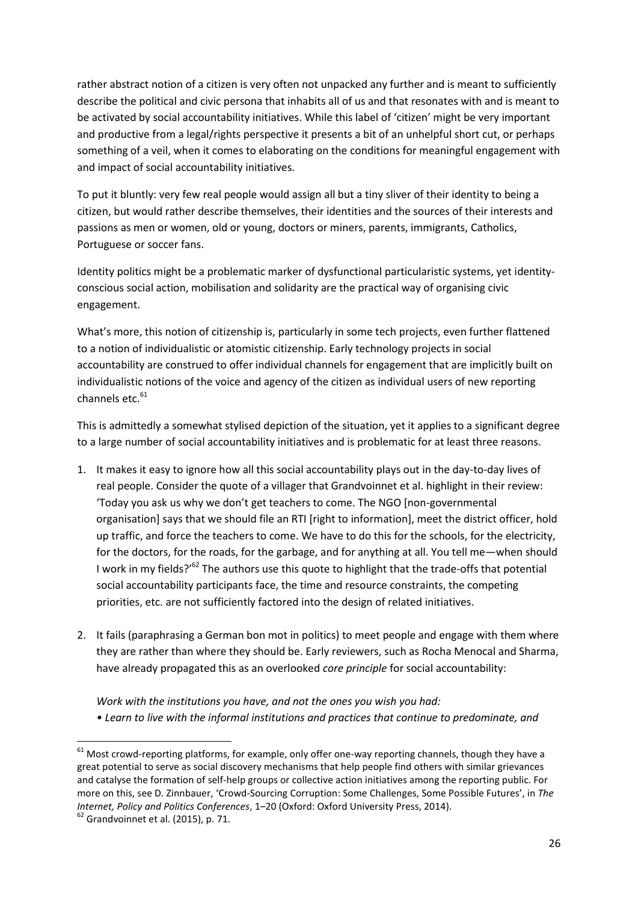rather abstract notion of a citizen is very often not unpacked any further and is meant to sufficiently describe the political and civic persona that inhabits all of us and that resonates with and is meant to be activated by social accountability initiatives. While this label of 'citizen' might be very important and productive from a legal/rights perspective it presents a bit of an unhelpful short cut, or perhaps something of a veil, when it comes to elaborating on the conditions for meaningful engagement with and impact of social accountability initiatives.

To put it bluntly: very few real people would assign all but a tiny sliver of their identity to being a citizen, but would rather describe themselves, their identities and the sources of their interests and passions as men or women, old or young, doctors or miners, parents, immigrants, Catholics, Portuguese or soccer fans.

Identity politics might be a problematic marker of dysfunctional particularistic systems, yet identity-conscious social action, mobilisation and solidarity are the practical way of organising civic engagement.

What's more, this notion of citizenship is, particularly in some tech projects, even further flattened to a notion of individualistic or atomistic citizenship. Early technology projects in social accountability are construed to offer individual channels for engagement that are implicitly built on individualistic notions of the voice and agency of the citizen as individual users of new reporting channels etc.[61]

This is admittedly a somewhat stylised depiction of the situation, yet it applies to a significant degree to a large number of social accountability initiatives and is problematic for at least three reasons.

1. It makes it easy to ignore how all this social accountability plays out in the day-to-day lives of real people. Consider the quote of a villager that Grandvoinnet et al. highlight in their review: 'Today you ask us why we don't get teachers to come. The NGO [non-governmental organisation] says that we should file an RTI [right to information], meet the district officer, hold up traffic, and force the teachers to come. We have to do this for the schools, for the electricity, for the doctors, for the roads, for the garbage, and for anything at all. You tell me—when should I work in my fields?'[62] The authors use this quote to highlight that the trade-offs that potential social accountability participants face, the time and resource constraints, the competing priorities, etc. are not sufficiently factored into the design of related initiatives.

2. It fails (paraphrasing a German bon mot in politics) to meet people and engage with them where they are rather than where they should be. Early reviewers, such as Rocha Menocal and Sharma, have already propagated this as an overlooked *core principle* for social accountability:

   *Work with the institutions you have, and not the ones you wish you had:*
   *• Learn to live with the informal institutions and practices that continue to predominate, and*

---

[61] Most crowd-reporting platforms, for example, only offer one-way reporting channels, though they have a great potential to serve as social discovery mechanisms that help people find others with similar grievances and catalyse the formation of self-help groups or collective action initiatives among the reporting public. For more on this, see D. Zinnbauer, 'Crowd-Sourcing Corruption: Some Challenges, Some Possible Futures', in *The Internet, Policy and Politics Conferences*, 1–20 (Oxford: Oxford University Press, 2014).

[62] Grandvoinnet et al. (2015), p. 71.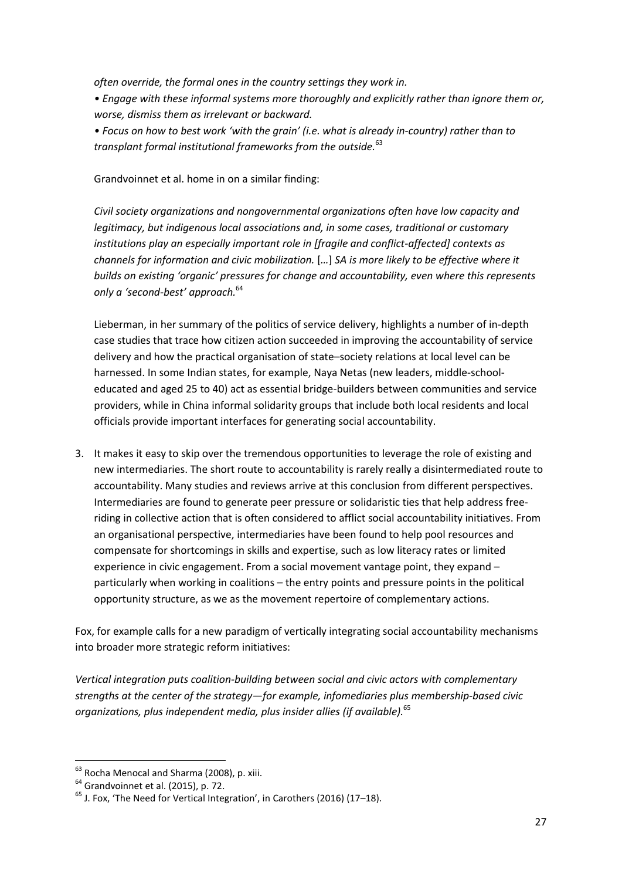*often override, the formal ones in the country settings they work in.*

*• Engage with these informal systems more thoroughly and explicitly rather than ignore them or, worse, dismiss them as irrelevant or backward.*

*• Focus on how to best work 'with the grain' (i.e. what is already in-country) rather than to transplant formal institutional frameworks from the outside.*[63]

Grandvoinnet et al. home in on a similar finding:

*Civil society organizations and nongovernmental organizations often have low capacity and legitimacy, but indigenous local associations and, in some cases, traditional or customary institutions play an especially important role in [fragile and conflict-affected] contexts as channels for information and civic mobilization.* […] *SA is more likely to be effective where it builds on existing 'organic' pressures for change and accountability, even where this represents only a 'second-best' approach.*[64]

Lieberman, in her summary of the politics of service delivery, highlights a number of in-depth case studies that trace how citizen action succeeded in improving the accountability of service delivery and how the practical organisation of state–society relations at local level can be harnessed. In some Indian states, for example, Naya Netas (new leaders, middle-school-educated and aged 25 to 40) act as essential bridge-builders between communities and service providers, while in China informal solidarity groups that include both local residents and local officials provide important interfaces for generating social accountability.

3. It makes it easy to skip over the tremendous opportunities to leverage the role of existing and new intermediaries. The short route to accountability is rarely really a disintermediated route to accountability. Many studies and reviews arrive at this conclusion from different perspectives. Intermediaries are found to generate peer pressure or solidaristic ties that help address free-riding in collective action that is often considered to afflict social accountability initiatives. From an organisational perspective, intermediaries have been found to help pool resources and compensate for shortcomings in skills and expertise, such as low literacy rates or limited experience in civic engagement. From a social movement vantage point, they expand – particularly when working in coalitions – the entry points and pressure points in the political opportunity structure, as we as the movement repertoire of complementary actions.

Fox, for example calls for a new paradigm of vertically integrating social accountability mechanisms into broader more strategic reform initiatives:

*Vertical integration puts coalition-building between social and civic actors with complementary strengths at the center of the strategy—for example, infomediaries plus membership-based civic organizations, plus independent media, plus insider allies (if available).*[65]

[63] Rocha Menocal and Sharma (2008), p. xiii.

[64] Grandvoinnet et al. (2015), p. 72.

[65] J. Fox, 'The Need for Vertical Integration', in Carothers (2016) (17–18).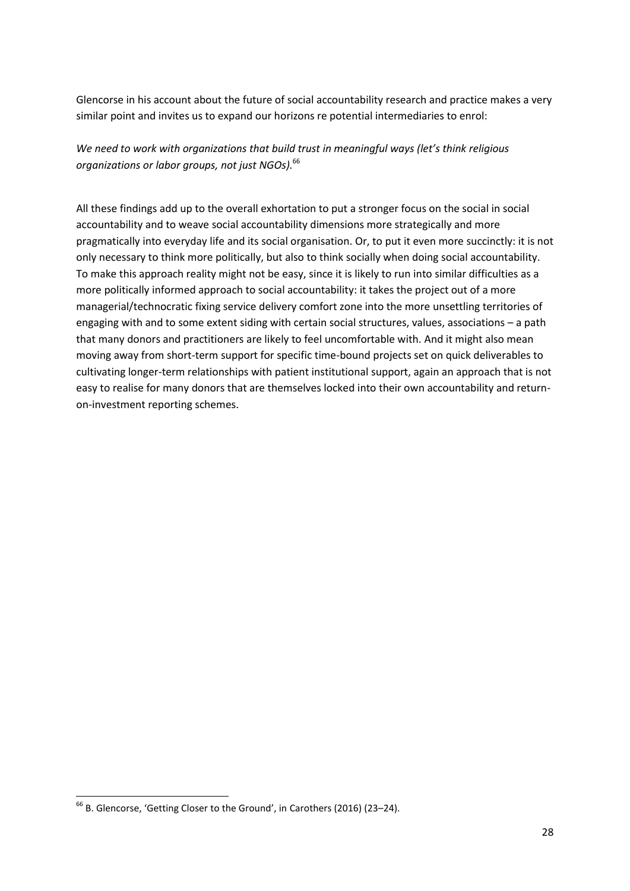Glencorse in his account about the future of social accountability research and practice makes a very similar point and invites us to expand our horizons re potential intermediaries to enrol:

*We need to work with organizations that build trust in meaningful ways (let's think religious organizations or labor groups, not just NGOs).*[66]

All these findings add up to the overall exhortation to put a stronger focus on the social in social accountability and to weave social accountability dimensions more strategically and more pragmatically into everyday life and its social organisation. Or, to put it even more succinctly: it is not only necessary to think more politically, but also to think socially when doing social accountability. To make this approach reality might not be easy, since it is likely to run into similar difficulties as a more politically informed approach to social accountability: it takes the project out of a more managerial/technocratic fixing service delivery comfort zone into the more unsettling territories of engaging with and to some extent siding with certain social structures, values, associations – a path that many donors and practitioners are likely to feel uncomfortable with. And it might also mean moving away from short-term support for specific time-bound projects set on quick deliverables to cultivating longer-term relationships with patient institutional support, again an approach that is not easy to realise for many donors that are themselves locked into their own accountability and return-on-investment reporting schemes.

---

[66] B. Glencorse, 'Getting Closer to the Ground', in Carothers (2016) (23–24).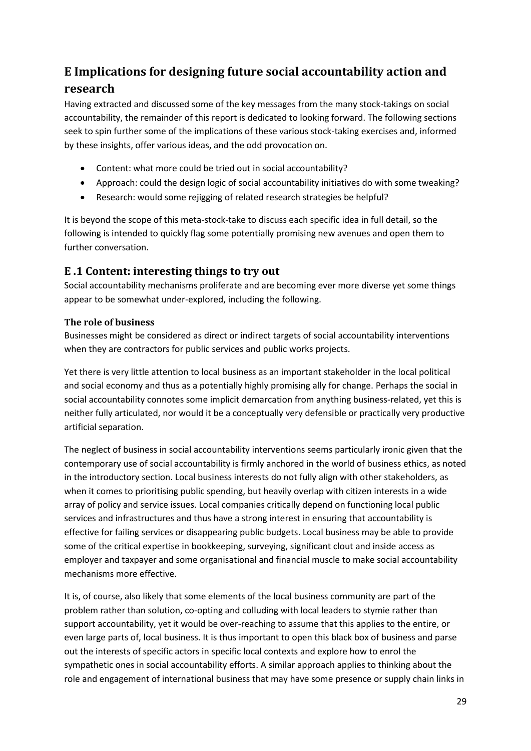# E Implications for designing future social accountability action and research

Having extracted and discussed some of the key messages from the many stock-takings on social accountability, the remainder of this report is dedicated to looking forward. The following sections seek to spin further some of the implications of these various stock-taking exercises and, informed by these insights, offer various ideas, and the odd provocation on.

- Content: what more could be tried out in social accountability?
- Approach: could the design logic of social accountability initiatives do with some tweaking?
- Research: would some rejigging of related research strategies be helpful?

It is beyond the scope of this meta-stock-take to discuss each specific idea in full detail, so the following is intended to quickly flag some potentially promising new avenues and open them to further conversation.

## E .1 Content: interesting things to try out

Social accountability mechanisms proliferate and are becoming ever more diverse yet some things appear to be somewhat under-explored, including the following.

### The role of business

Businesses might be considered as direct or indirect targets of social accountability interventions when they are contractors for public services and public works projects.

Yet there is very little attention to local business as an important stakeholder in the local political and social economy and thus as a potentially highly promising ally for change. Perhaps the social in social accountability connotes some implicit demarcation from anything business-related, yet this is neither fully articulated, nor would it be a conceptually very defensible or practically very productive artificial separation.

The neglect of business in social accountability interventions seems particularly ironic given that the contemporary use of social accountability is firmly anchored in the world of business ethics, as noted in the introductory section. Local business interests do not fully align with other stakeholders, as when it comes to prioritising public spending, but heavily overlap with citizen interests in a wide array of policy and service issues. Local companies critically depend on functioning local public services and infrastructures and thus have a strong interest in ensuring that accountability is effective for failing services or disappearing public budgets. Local business may be able to provide some of the critical expertise in bookkeeping, surveying, significant clout and inside access as employer and taxpayer and some organisational and financial muscle to make social accountability mechanisms more effective.

It is, of course, also likely that some elements of the local business community are part of the problem rather than solution, co-opting and colluding with local leaders to stymie rather than support accountability, yet it would be over-reaching to assume that this applies to the entire, or even large parts of, local business. It is thus important to open this black box of business and parse out the interests of specific actors in specific local contexts and explore how to enrol the sympathetic ones in social accountability efforts. A similar approach applies to thinking about the role and engagement of international business that may have some presence or supply chain links in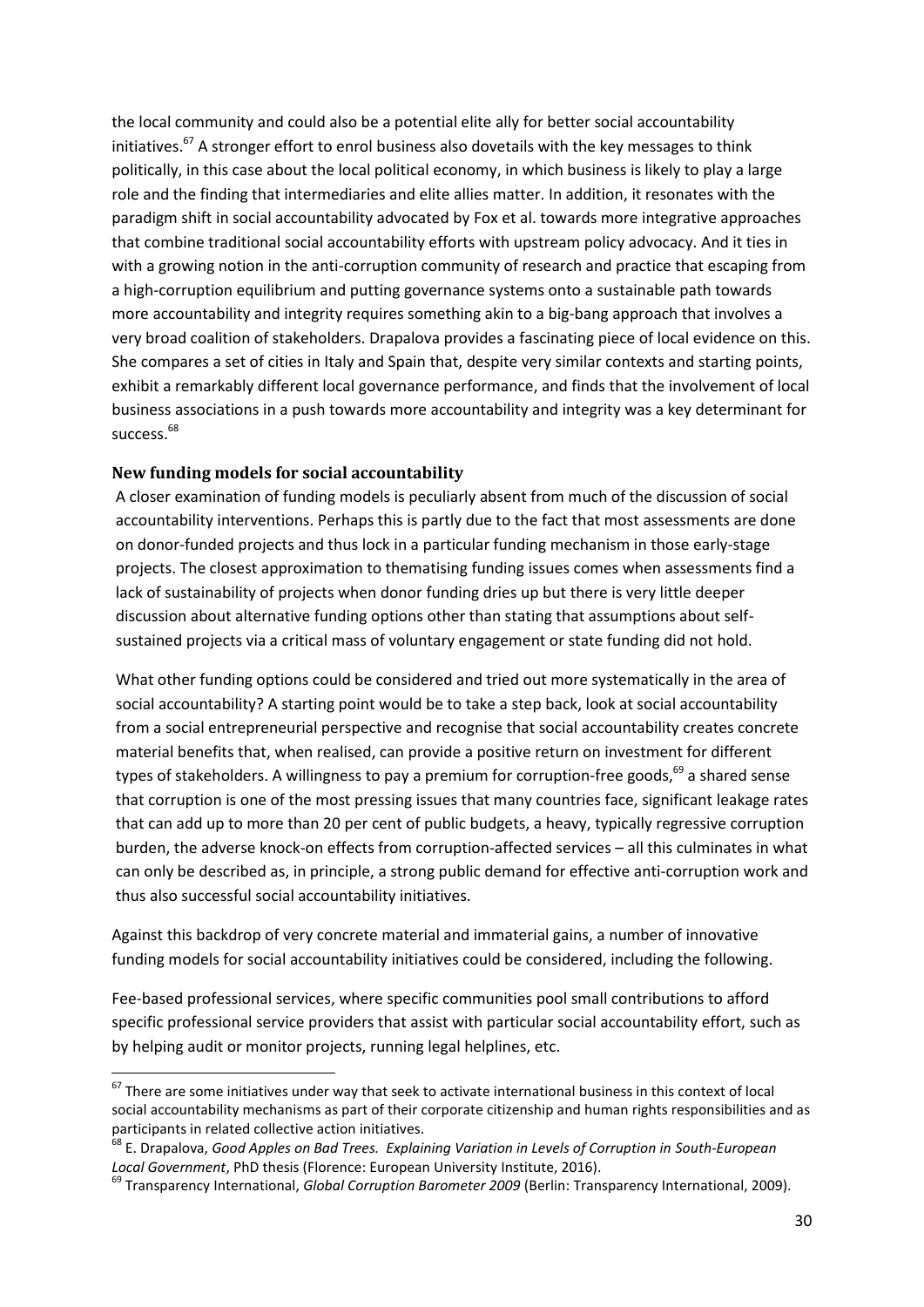the local community and could also be a potential elite ally for better social accountability initiatives.[67] A stronger effort to enrol business also dovetails with the key messages to think politically, in this case about the local political economy, in which business is likely to play a large role and the finding that intermediaries and elite allies matter. In addition, it resonates with the paradigm shift in social accountability advocated by Fox et al. towards more integrative approaches that combine traditional social accountability efforts with upstream policy advocacy. And it ties in with a growing notion in the anti-corruption community of research and practice that escaping from a high-corruption equilibrium and putting governance systems onto a sustainable path towards more accountability and integrity requires something akin to a big-bang approach that involves a very broad coalition of stakeholders. Drapalova provides a fascinating piece of local evidence on this. She compares a set of cities in Italy and Spain that, despite very similar contexts and starting points, exhibit a remarkably different local governance performance, and finds that the involvement of local business associations in a push towards more accountability and integrity was a key determinant for success.[68]

### New funding models for social accountability

A closer examination of funding models is peculiarly absent from much of the discussion of social accountability interventions. Perhaps this is partly due to the fact that most assessments are done on donor-funded projects and thus lock in a particular funding mechanism in those early-stage projects. The closest approximation to thematising funding issues comes when assessments find a lack of sustainability of projects when donor funding dries up but there is very little deeper discussion about alternative funding options other than stating that assumptions about self-sustained projects via a critical mass of voluntary engagement or state funding did not hold.

What other funding options could be considered and tried out more systematically in the area of social accountability? A starting point would be to take a step back, look at social accountability from a social entrepreneurial perspective and recognise that social accountability creates concrete material benefits that, when realised, can provide a positive return on investment for different types of stakeholders. A willingness to pay a premium for corruption-free goods,[69] a shared sense that corruption is one of the most pressing issues that many countries face, significant leakage rates that can add up to more than 20 per cent of public budgets, a heavy, typically regressive corruption burden, the adverse knock-on effects from corruption-affected services – all this culminates in what can only be described as, in principle, a strong public demand for effective anti-corruption work and thus also successful social accountability initiatives.

Against this backdrop of very concrete material and immaterial gains, a number of innovative funding models for social accountability initiatives could be considered, including the following.

Fee-based professional services, where specific communities pool small contributions to afford specific professional service providers that assist with particular social accountability effort, such as by helping audit or monitor projects, running legal helplines, etc.

---

[67] There are some initiatives under way that seek to activate international business in this context of local social accountability mechanisms as part of their corporate citizenship and human rights responsibilities and as participants in related collective action initiatives.

[68] E. Drapalova, *Good Apples on Bad Trees. Explaining Variation in Levels of Corruption in South-European Local Government*, PhD thesis (Florence: European University Institute, 2016).

[69] Transparency International, *Global Corruption Barometer 2009* (Berlin: Transparency International, 2009).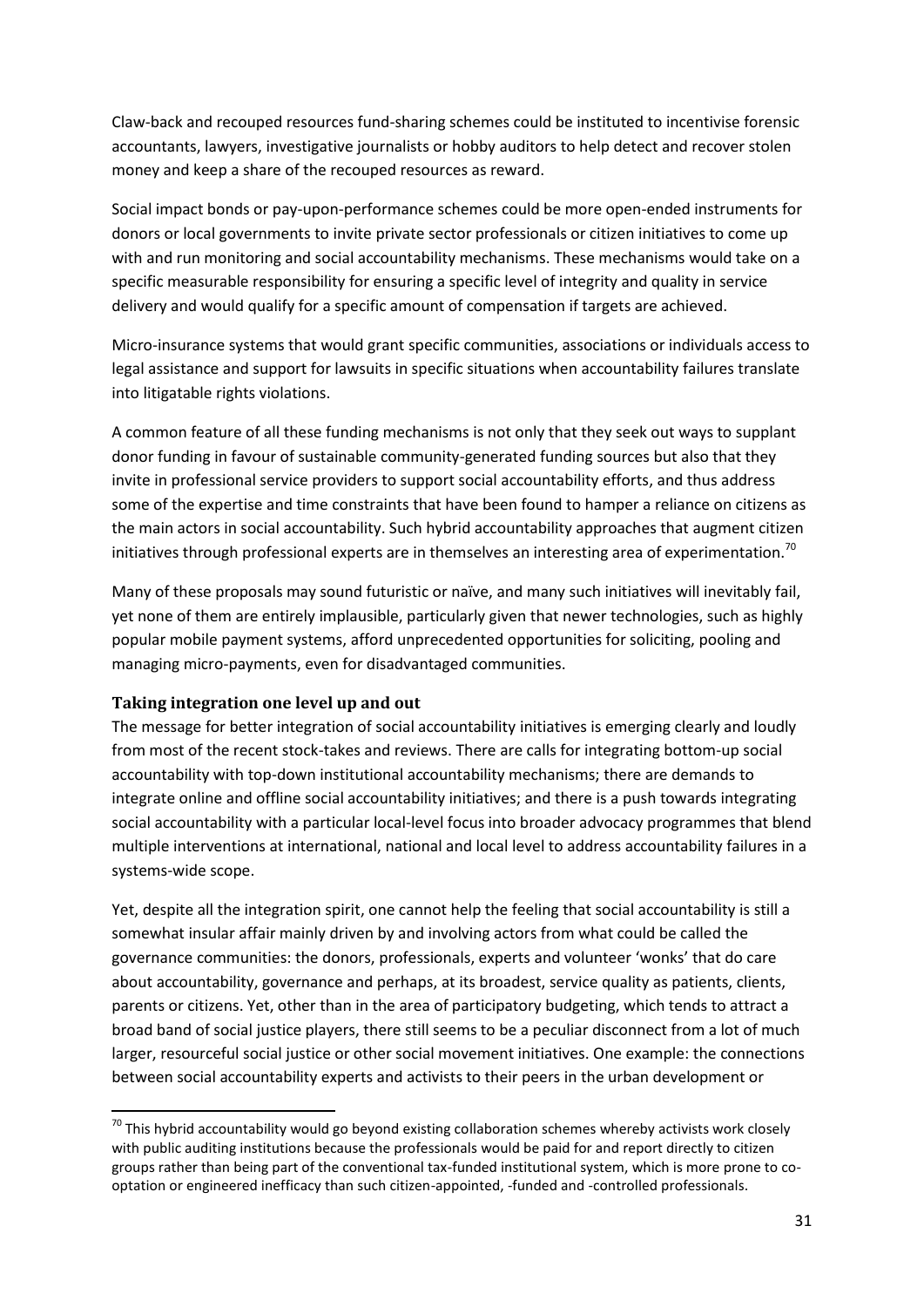Claw-back and recouped resources fund-sharing schemes could be instituted to incentivise forensic accountants, lawyers, investigative journalists or hobby auditors to help detect and recover stolen money and keep a share of the recouped resources as reward.

Social impact bonds or pay-upon-performance schemes could be more open-ended instruments for donors or local governments to invite private sector professionals or citizen initiatives to come up with and run monitoring and social accountability mechanisms. These mechanisms would take on a specific measurable responsibility for ensuring a specific level of integrity and quality in service delivery and would qualify for a specific amount of compensation if targets are achieved.

Micro-insurance systems that would grant specific communities, associations or individuals access to legal assistance and support for lawsuits in specific situations when accountability failures translate into litigatable rights violations.

A common feature of all these funding mechanisms is not only that they seek out ways to supplant donor funding in favour of sustainable community-generated funding sources but also that they invite in professional service providers to support social accountability efforts, and thus address some of the expertise and time constraints that have been found to hamper a reliance on citizens as the main actors in social accountability. Such hybrid accountability approaches that augment citizen initiatives through professional experts are in themselves an interesting area of experimentation.[70]

Many of these proposals may sound futuristic or naïve, and many such initiatives will inevitably fail, yet none of them are entirely implausible, particularly given that newer technologies, such as highly popular mobile payment systems, afford unprecedented opportunities for soliciting, pooling and managing micro-payments, even for disadvantaged communities.

### Taking integration one level up and out

The message for better integration of social accountability initiatives is emerging clearly and loudly from most of the recent stock-takes and reviews. There are calls for integrating bottom-up social accountability with top-down institutional accountability mechanisms; there are demands to integrate online and offline social accountability initiatives; and there is a push towards integrating social accountability with a particular local-level focus into broader advocacy programmes that blend multiple interventions at international, national and local level to address accountability failures in a systems-wide scope.

Yet, despite all the integration spirit, one cannot help the feeling that social accountability is still a somewhat insular affair mainly driven by and involving actors from what could be called the governance communities: the donors, professionals, experts and volunteer 'wonks' that do care about accountability, governance and perhaps, at its broadest, service quality as patients, clients, parents or citizens. Yet, other than in the area of participatory budgeting, which tends to attract a broad band of social justice players, there still seems to be a peculiar disconnect from a lot of much larger, resourceful social justice or other social movement initiatives. One example: the connections between social accountability experts and activists to their peers in the urban development or

[70] This hybrid accountability would go beyond existing collaboration schemes whereby activists work closely with public auditing institutions because the professionals would be paid for and report directly to citizen groups rather than being part of the conventional tax-funded institutional system, which is more prone to co-optation or engineered inefficacy than such citizen-appointed, -funded and -controlled professionals.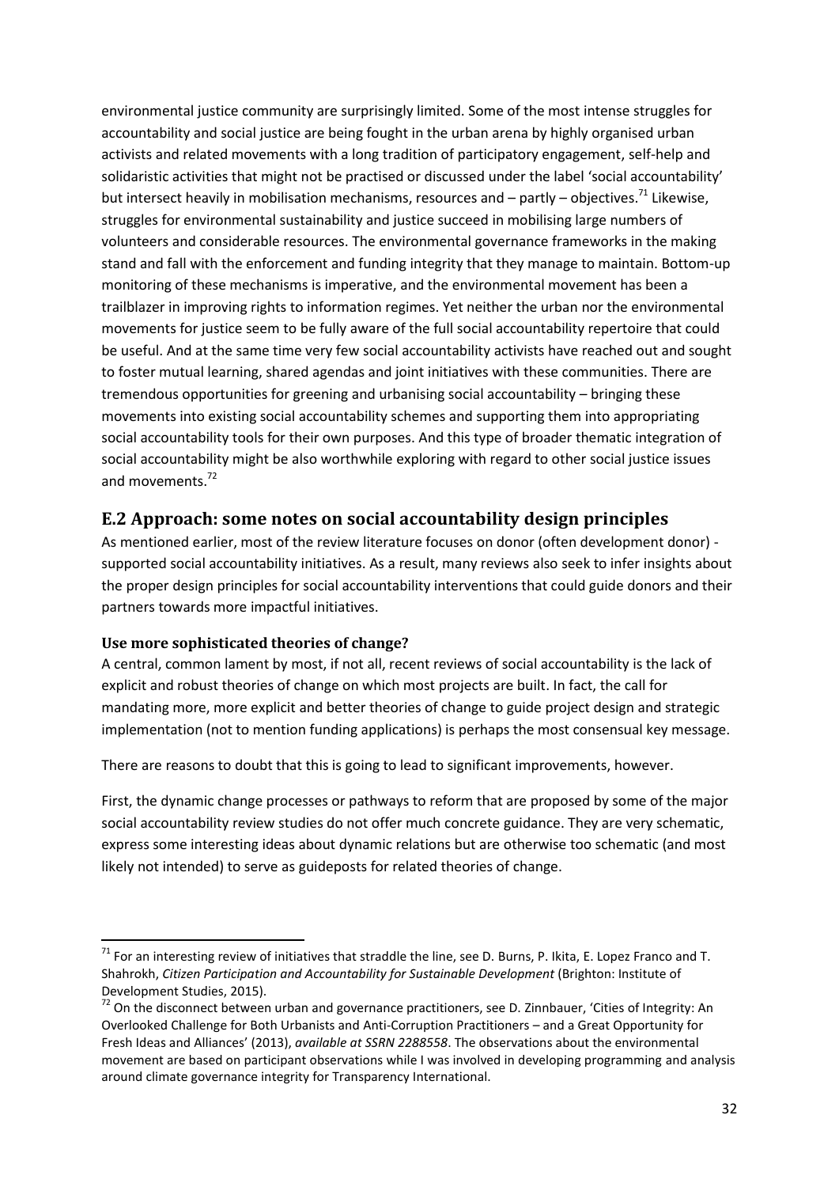environmental justice community are surprisingly limited. Some of the most intense struggles for accountability and social justice are being fought in the urban arena by highly organised urban activists and related movements with a long tradition of participatory engagement, self-help and solidaristic activities that might not be practised or discussed under the label 'social accountability' but intersect heavily in mobilisation mechanisms, resources and – partly – objectives.[71] Likewise, struggles for environmental sustainability and justice succeed in mobilising large numbers of volunteers and considerable resources. The environmental governance frameworks in the making stand and fall with the enforcement and funding integrity that they manage to maintain. Bottom-up monitoring of these mechanisms is imperative, and the environmental movement has been a trailblazer in improving rights to information regimes. Yet neither the urban nor the environmental movements for justice seem to be fully aware of the full social accountability repertoire that could be useful. And at the same time very few social accountability activists have reached out and sought to foster mutual learning, shared agendas and joint initiatives with these communities. There are tremendous opportunities for greening and urbanising social accountability – bringing these movements into existing social accountability schemes and supporting them into appropriating social accountability tools for their own purposes. And this type of broader thematic integration of social accountability might be also worthwhile exploring with regard to other social justice issues and movements.[72]

## E.2 Approach: some notes on social accountability design principles

As mentioned earlier, most of the review literature focuses on donor (often development donor) - supported social accountability initiatives. As a result, many reviews also seek to infer insights about the proper design principles for social accountability interventions that could guide donors and their partners towards more impactful initiatives.

### Use more sophisticated theories of change?

A central, common lament by most, if not all, recent reviews of social accountability is the lack of explicit and robust theories of change on which most projects are built. In fact, the call for mandating more, more explicit and better theories of change to guide project design and strategic implementation (not to mention funding applications) is perhaps the most consensual key message.

There are reasons to doubt that this is going to lead to significant improvements, however.

First, the dynamic change processes or pathways to reform that are proposed by some of the major social accountability review studies do not offer much concrete guidance. They are very schematic, express some interesting ideas about dynamic relations but are otherwise too schematic (and most likely not intended) to serve as guideposts for related theories of change.

---

[71] For an interesting review of initiatives that straddle the line, see D. Burns, P. Ikita, E. Lopez Franco and T. Shahrokh, *Citizen Participation and Accountability for Sustainable Development* (Brighton: Institute of Development Studies, 2015).

[72] On the disconnect between urban and governance practitioners, see D. Zinnbauer, 'Cities of Integrity: An Overlooked Challenge for Both Urbanists and Anti-Corruption Practitioners – and a Great Opportunity for Fresh Ideas and Alliances' (2013), *available at SSRN 2288558*. The observations about the environmental movement are based on participant observations while I was involved in developing programming and analysis around climate governance integrity for Transparency International.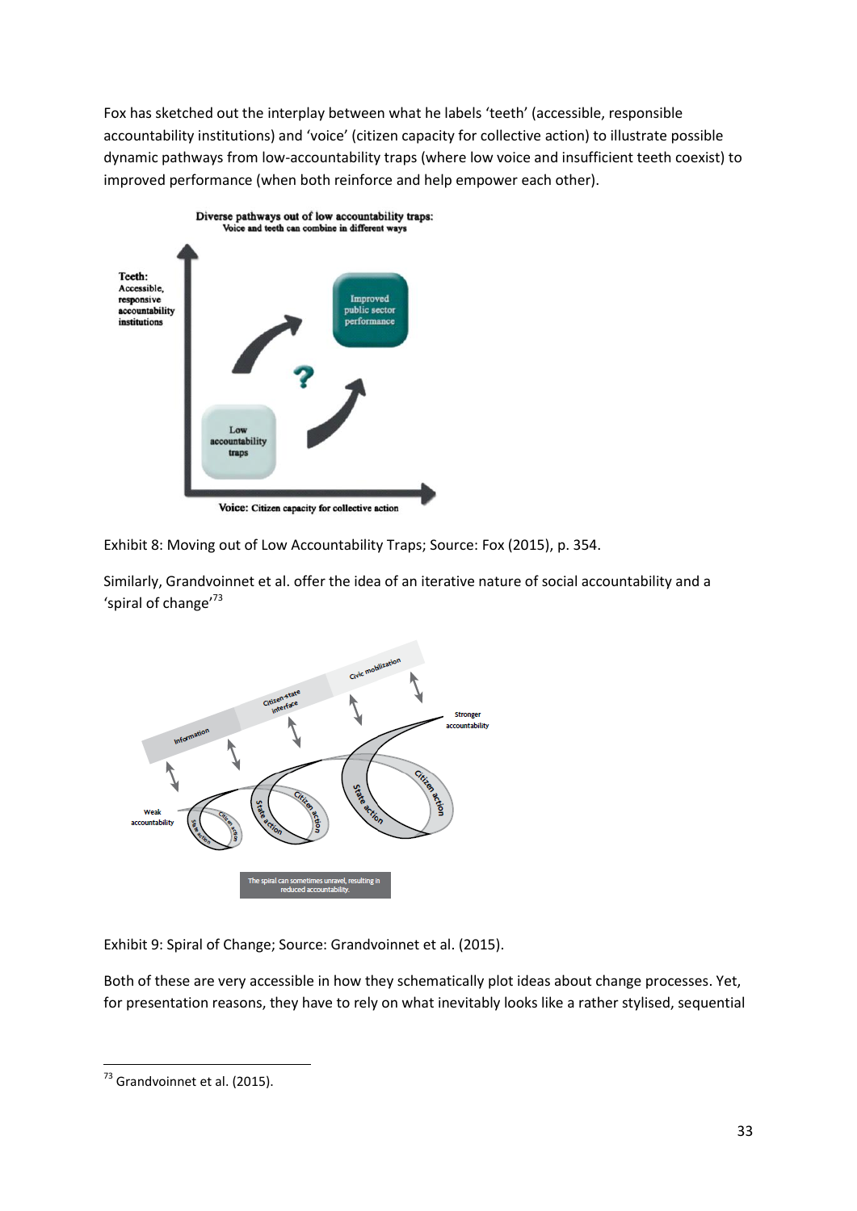Fox has sketched out the interplay between what he labels 'teeth' (accessible, responsible accountability institutions) and 'voice' (citizen capacity for collective action) to illustrate possible dynamic pathways from low-accountability traps (where low voice and insufficient teeth coexist) to improved performance (when both reinforce and help empower each other).

Exhibit 8: Moving out of Low Accountability Traps; Source: Fox (2015), p. 354.

Similarly, Grandvoinnet et al. offer the idea of an iterative nature of social accountability and a 'spiral of change'[73]

Exhibit 9: Spiral of Change; Source: Grandvoinnet et al. (2015).

Both of these are very accessible in how they schematically plot ideas about change processes. Yet, for presentation reasons, they have to rely on what inevitably looks like a rather stylised, sequential

---

[73] Grandvoinnet et al. (2015).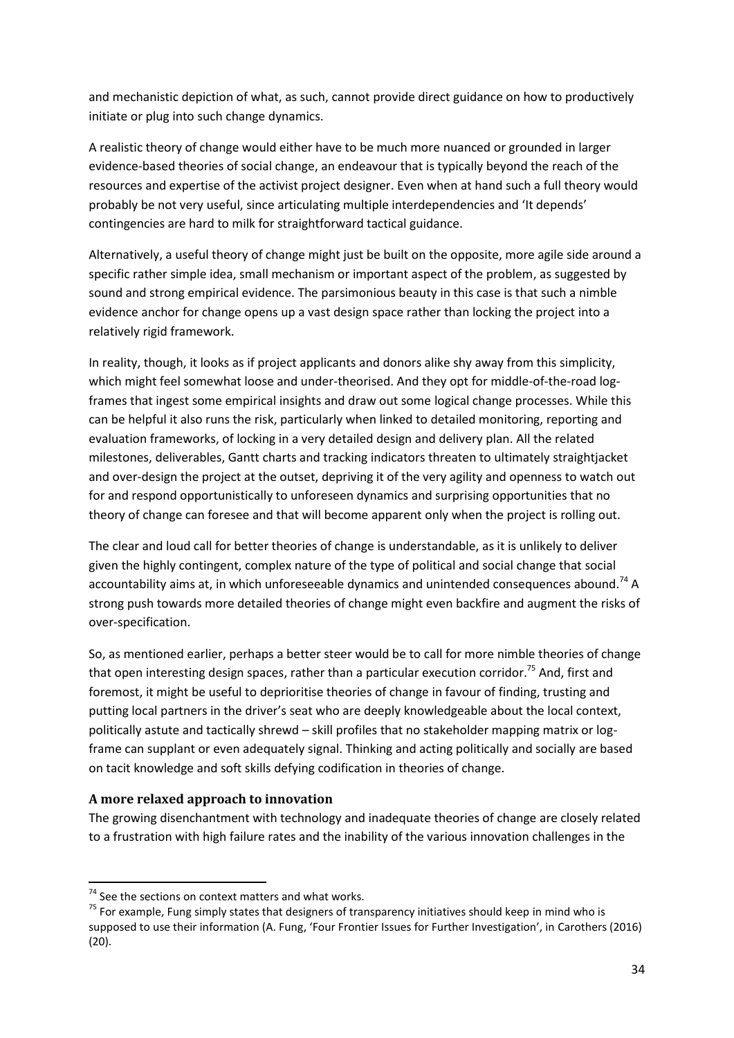and mechanistic depiction of what, as such, cannot provide direct guidance on how to productively initiate or plug into such change dynamics.

A realistic theory of change would either have to be much more nuanced or grounded in larger evidence-based theories of social change, an endeavour that is typically beyond the reach of the resources and expertise of the activist project designer. Even when at hand such a full theory would probably be not very useful, since articulating multiple interdependencies and 'It depends' contingencies are hard to milk for straightforward tactical guidance.

Alternatively, a useful theory of change might just be built on the opposite, more agile side around a specific rather simple idea, small mechanism or important aspect of the problem, as suggested by sound and strong empirical evidence. The parsimonious beauty in this case is that such a nimble evidence anchor for change opens up a vast design space rather than locking the project into a relatively rigid framework.

In reality, though, it looks as if project applicants and donors alike shy away from this simplicity, which might feel somewhat loose and under-theorised. And they opt for middle-of-the-road log-frames that ingest some empirical insights and draw out some logical change processes. While this can be helpful it also runs the risk, particularly when linked to detailed monitoring, reporting and evaluation frameworks, of locking in a very detailed design and delivery plan. All the related milestones, deliverables, Gantt charts and tracking indicators threaten to ultimately straightjacket and over-design the project at the outset, depriving it of the very agility and openness to watch out for and respond opportunistically to unforeseen dynamics and surprising opportunities that no theory of change can foresee and that will become apparent only when the project is rolling out.

The clear and loud call for better theories of change is understandable, as it is unlikely to deliver given the highly contingent, complex nature of the type of political and social change that social accountability aims at, in which unforeseeable dynamics and unintended consequences abound.[74] A strong push towards more detailed theories of change might even backfire and augment the risks of over-specification.

So, as mentioned earlier, perhaps a better steer would be to call for more nimble theories of change that open interesting design spaces, rather than a particular execution corridor.[75] And, first and foremost, it might be useful to deprioritise theories of change in favour of finding, trusting and putting local partners in the driver's seat who are deeply knowledgeable about the local context, politically astute and tactically shrewd – skill profiles that no stakeholder mapping matrix or log-frame can supplant or even adequately signal. Thinking and acting politically and socially are based on tacit knowledge and soft skills defying codification in theories of change.

### A more relaxed approach to innovation

The growing disenchantment with technology and inadequate theories of change are closely related to a frustration with high failure rates and the inability of the various innovation challenges in the

---

[74] See the sections on context matters and what works.

[75] For example, Fung simply states that designers of transparency initiatives should keep in mind who is supposed to use their information (A. Fung, 'Four Frontier Issues for Further Investigation', in Carothers (2016) (20).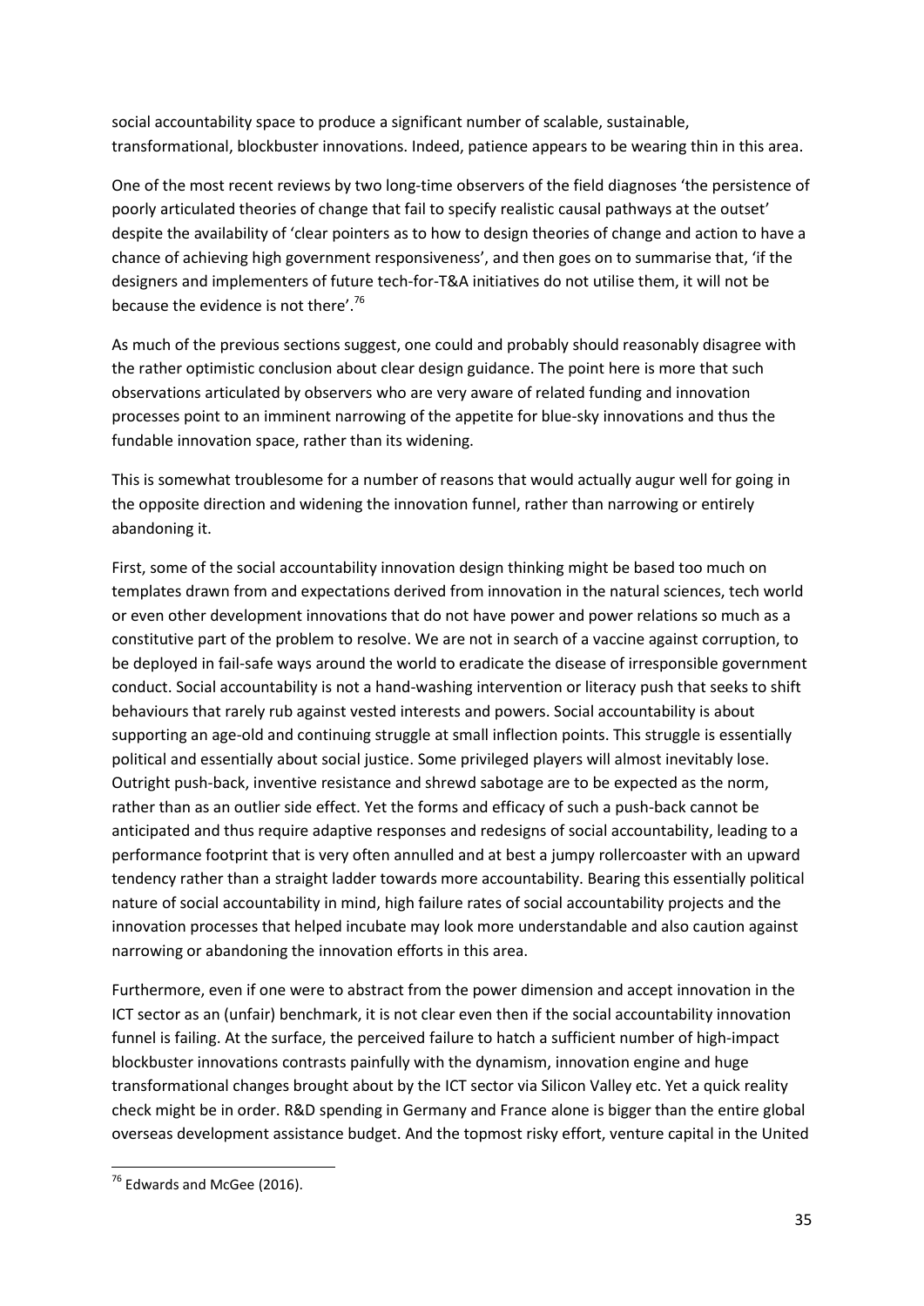social accountability space to produce a significant number of scalable, sustainable, transformational, blockbuster innovations. Indeed, patience appears to be wearing thin in this area.

One of the most recent reviews by two long-time observers of the field diagnoses 'the persistence of poorly articulated theories of change that fail to specify realistic causal pathways at the outset' despite the availability of 'clear pointers as to how to design theories of change and action to have a chance of achieving high government responsiveness', and then goes on to summarise that, 'if the designers and implementers of future tech-for-T&A initiatives do not utilise them, it will not be because the evidence is not there'.[76]

As much of the previous sections suggest, one could and probably should reasonably disagree with the rather optimistic conclusion about clear design guidance. The point here is more that such observations articulated by observers who are very aware of related funding and innovation processes point to an imminent narrowing of the appetite for blue-sky innovations and thus the fundable innovation space, rather than its widening.

This is somewhat troublesome for a number of reasons that would actually augur well for going in the opposite direction and widening the innovation funnel, rather than narrowing or entirely abandoning it.

First, some of the social accountability innovation design thinking might be based too much on templates drawn from and expectations derived from innovation in the natural sciences, tech world or even other development innovations that do not have power and power relations so much as a constitutive part of the problem to resolve. We are not in search of a vaccine against corruption, to be deployed in fail-safe ways around the world to eradicate the disease of irresponsible government conduct. Social accountability is not a hand-washing intervention or literacy push that seeks to shift behaviours that rarely rub against vested interests and powers. Social accountability is about supporting an age-old and continuing struggle at small inflection points. This struggle is essentially political and essentially about social justice. Some privileged players will almost inevitably lose. Outright push-back, inventive resistance and shrewd sabotage are to be expected as the norm, rather than as an outlier side effect. Yet the forms and efficacy of such a push-back cannot be anticipated and thus require adaptive responses and redesigns of social accountability, leading to a performance footprint that is very often annulled and at best a jumpy rollercoaster with an upward tendency rather than a straight ladder towards more accountability. Bearing this essentially political nature of social accountability in mind, high failure rates of social accountability projects and the innovation processes that helped incubate may look more understandable and also caution against narrowing or abandoning the innovation efforts in this area.

Furthermore, even if one were to abstract from the power dimension and accept innovation in the ICT sector as an (unfair) benchmark, it is not clear even then if the social accountability innovation funnel is failing. At the surface, the perceived failure to hatch a sufficient number of high-impact blockbuster innovations contrasts painfully with the dynamism, innovation engine and huge transformational changes brought about by the ICT sector via Silicon Valley etc. Yet a quick reality check might be in order. R&D spending in Germany and France alone is bigger than the entire global overseas development assistance budget. And the topmost risky effort, venture capital in the United

[76] Edwards and McGee (2016).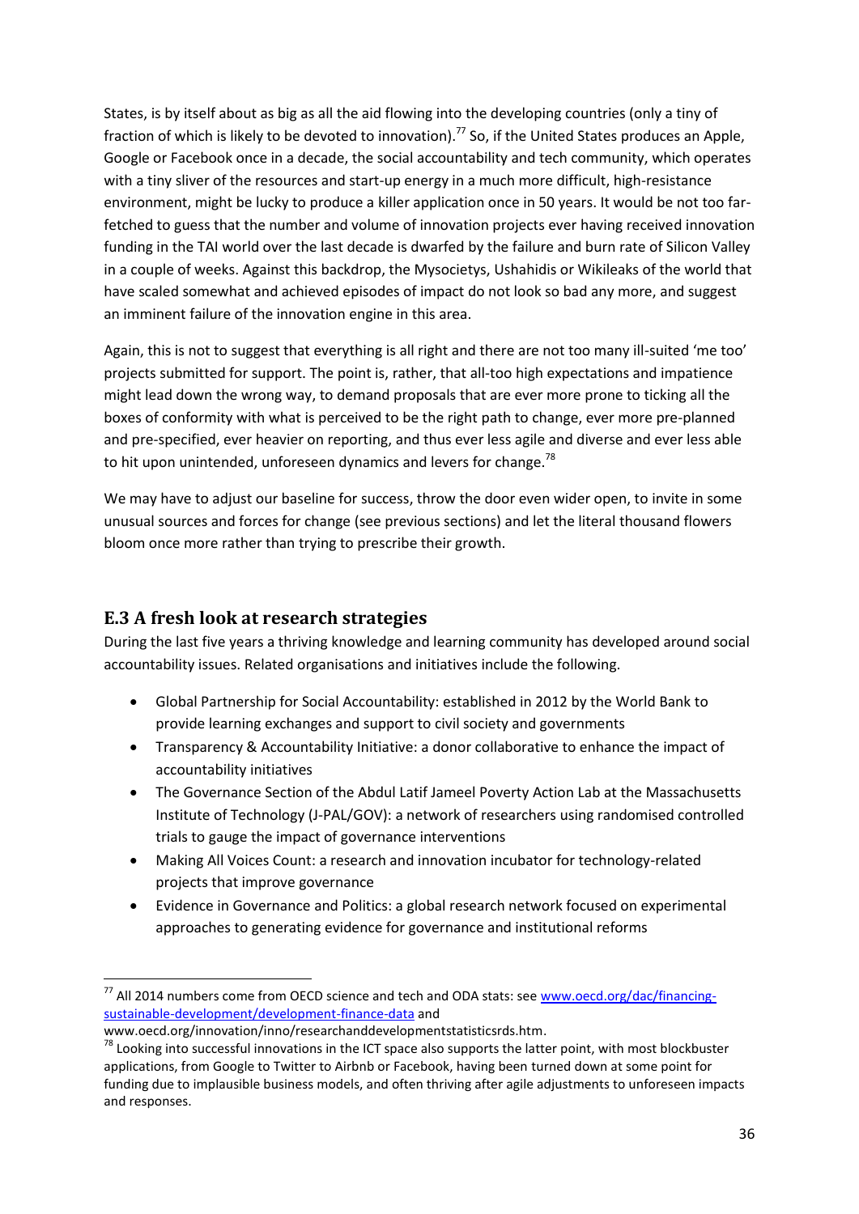States, is by itself about as big as all the aid flowing into the developing countries (only a tiny of fraction of which is likely to be devoted to innovation).[77] So, if the United States produces an Apple, Google or Facebook once in a decade, the social accountability and tech community, which operates with a tiny sliver of the resources and start-up energy in a much more difficult, high-resistance environment, might be lucky to produce a killer application once in 50 years. It would be not too far-fetched to guess that the number and volume of innovation projects ever having received innovation funding in the TAI world over the last decade is dwarfed by the failure and burn rate of Silicon Valley in a couple of weeks. Against this backdrop, the Mysocietys, Ushahidis or Wikileaks of the world that have scaled somewhat and achieved episodes of impact do not look so bad any more, and suggest an imminent failure of the innovation engine in this area.

Again, this is not to suggest that everything is all right and there are not too many ill-suited 'me too' projects submitted for support. The point is, rather, that all-too high expectations and impatience might lead down the wrong way, to demand proposals that are ever more prone to ticking all the boxes of conformity with what is perceived to be the right path to change, ever more pre-planned and pre-specified, ever heavier on reporting, and thus ever less agile and diverse and ever less able to hit upon unintended, unforeseen dynamics and levers for change.[78]

We may have to adjust our baseline for success, throw the door even wider open, to invite in some unusual sources and forces for change (see previous sections) and let the literal thousand flowers bloom once more rather than trying to prescribe their growth.

## E.3 A fresh look at research strategies

During the last five years a thriving knowledge and learning community has developed around social accountability issues. Related organisations and initiatives include the following.

- Global Partnership for Social Accountability: established in 2012 by the World Bank to provide learning exchanges and support to civil society and governments
- Transparency & Accountability Initiative: a donor collaborative to enhance the impact of accountability initiatives
- The Governance Section of the Abdul Latif Jameel Poverty Action Lab at the Massachusetts Institute of Technology (J-PAL/GOV): a network of researchers using randomised controlled trials to gauge the impact of governance interventions
- Making All Voices Count: a research and innovation incubator for technology-related projects that improve governance
- Evidence in Governance and Politics: a global research network focused on experimental approaches to generating evidence for governance and institutional reforms

---

[77] All 2014 numbers come from OECD science and tech and ODA stats: see www.oecd.org/dac/financing-sustainable-development/development-finance-data and www.oecd.org/innovation/inno/researchanddevelopmentstatisticsrds.htm.

[78] Looking into successful innovations in the ICT space also supports the latter point, with most blockbuster applications, from Google to Twitter to Airbnb or Facebook, having been turned down at some point for funding due to implausible business models, and often thriving after agile adjustments to unforeseen impacts and responses.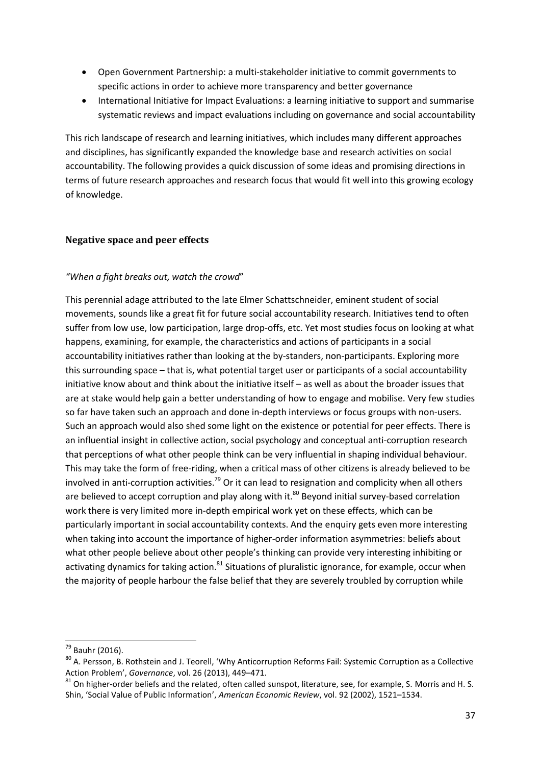- Open Government Partnership: a multi-stakeholder initiative to commit governments to specific actions in order to achieve more transparency and better governance
- International Initiative for Impact Evaluations: a learning initiative to support and summarise systematic reviews and impact evaluations including on governance and social accountability

This rich landscape of research and learning initiatives, which includes many different approaches and disciplines, has significantly expanded the knowledge base and research activities on social accountability. The following provides a quick discussion of some ideas and promising directions in terms of future research approaches and research focus that would fit well into this growing ecology of knowledge.

### Negative space and peer effects

*"When a fight breaks out, watch the crowd*"

This perennial adage attributed to the late Elmer Schattschneider, eminent student of social movements, sounds like a great fit for future social accountability research. Initiatives tend to often suffer from low use, low participation, large drop-offs, etc. Yet most studies focus on looking at what happens, examining, for example, the characteristics and actions of participants in a social accountability initiatives rather than looking at the by-standers, non-participants. Exploring more this surrounding space – that is, what potential target user or participants of a social accountability initiative know about and think about the initiative itself – as well as about the broader issues that are at stake would help gain a better understanding of how to engage and mobilise. Very few studies so far have taken such an approach and done in-depth interviews or focus groups with non-users. Such an approach would also shed some light on the existence or potential for peer effects. There is an influential insight in collective action, social psychology and conceptual anti-corruption research that perceptions of what other people think can be very influential in shaping individual behaviour. This may take the form of free-riding, when a critical mass of other citizens is already believed to be involved in anti-corruption activities.[79] Or it can lead to resignation and complicity when all others are believed to accept corruption and play along with it.[80] Beyond initial survey-based correlation work there is very limited more in-depth empirical work yet on these effects, which can be particularly important in social accountability contexts. And the enquiry gets even more interesting when taking into account the importance of higher-order information asymmetries: beliefs about what other people believe about other people's thinking can provide very interesting inhibiting or activating dynamics for taking action.[81] Situations of pluralistic ignorance, for example, occur when the majority of people harbour the false belief that they are severely troubled by corruption while

---

[79] Bauhr (2016).

[80] A. Persson, B. Rothstein and J. Teorell, 'Why Anticorruption Reforms Fail: Systemic Corruption as a Collective Action Problem', *Governance*, vol. 26 (2013), 449–471.

[81] On higher-order beliefs and the related, often called sunspot, literature, see, for example, S. Morris and H. S. Shin, 'Social Value of Public Information', *American Economic Review*, vol. 92 (2002), 1521–1534.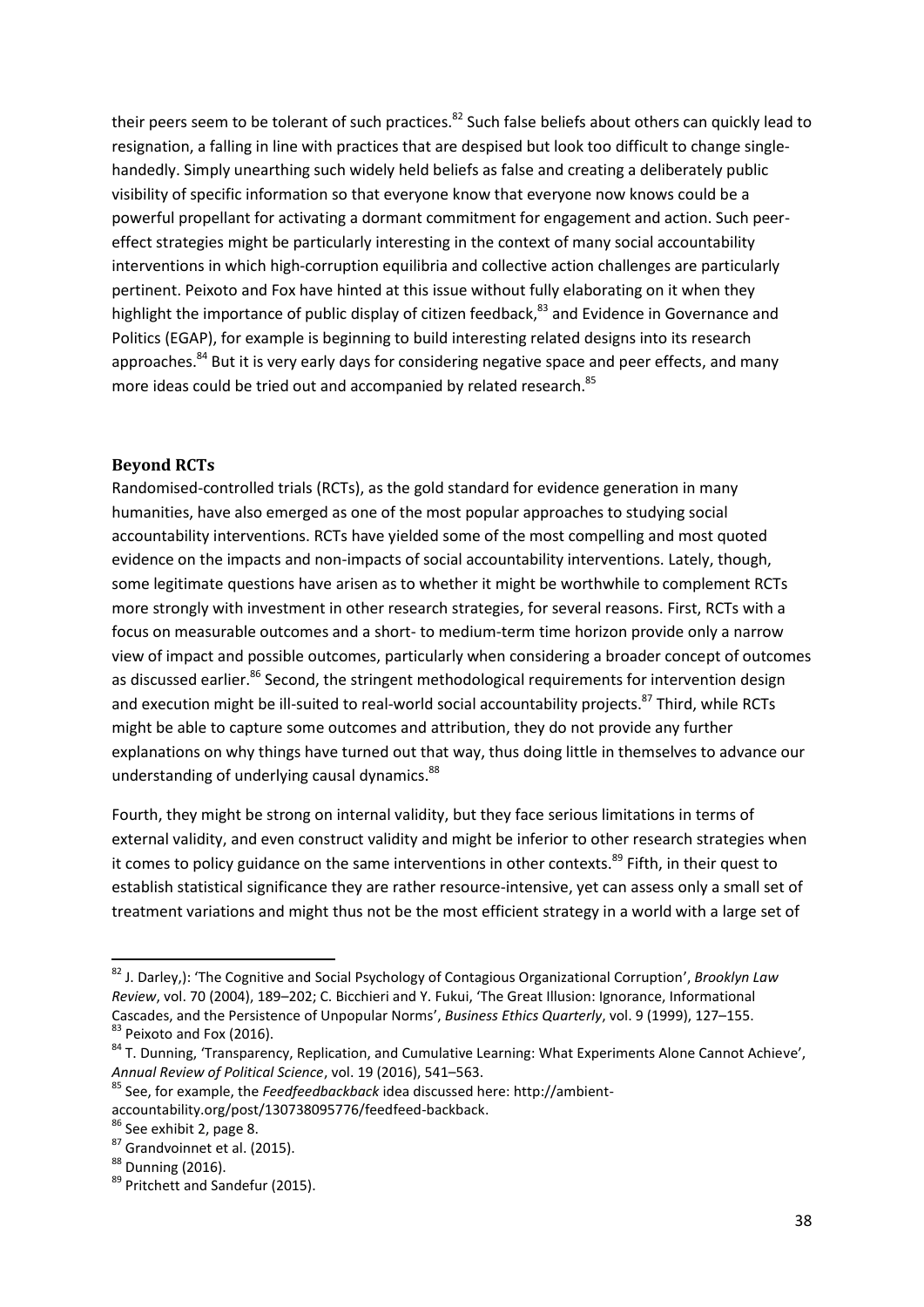their peers seem to be tolerant of such practices.[82] Such false beliefs about others can quickly lead to resignation, a falling in line with practices that are despised but look too difficult to change single-handedly. Simply unearthing such widely held beliefs as false and creating a deliberately public visibility of specific information so that everyone know that everyone now knows could be a powerful propellant for activating a dormant commitment for engagement and action. Such peer-effect strategies might be particularly interesting in the context of many social accountability interventions in which high-corruption equilibria and collective action challenges are particularly pertinent. Peixoto and Fox have hinted at this issue without fully elaborating on it when they highlight the importance of public display of citizen feedback,[83] and Evidence in Governance and Politics (EGAP), for example is beginning to build interesting related designs into its research approaches.[84] But it is very early days for considering negative space and peer effects, and many more ideas could be tried out and accompanied by related research.[85]

## Beyond RCTs

Randomised-controlled trials (RCTs), as the gold standard for evidence generation in many humanities, have also emerged as one of the most popular approaches to studying social accountability interventions. RCTs have yielded some of the most compelling and most quoted evidence on the impacts and non-impacts of social accountability interventions. Lately, though, some legitimate questions have arisen as to whether it might be worthwhile to complement RCTs more strongly with investment in other research strategies, for several reasons. First, RCTs with a focus on measurable outcomes and a short- to medium-term time horizon provide only a narrow view of impact and possible outcomes, particularly when considering a broader concept of outcomes as discussed earlier.[86] Second, the stringent methodological requirements for intervention design and execution might be ill-suited to real-world social accountability projects.[87] Third, while RCTs might be able to capture some outcomes and attribution, they do not provide any further explanations on why things have turned out that way, thus doing little in themselves to advance our understanding of underlying causal dynamics.[88]

Fourth, they might be strong on internal validity, but they face serious limitations in terms of external validity, and even construct validity and might be inferior to other research strategies when it comes to policy guidance on the same interventions in other contexts.[89] Fifth, in their quest to establish statistical significance they are rather resource-intensive, yet can assess only a small set of treatment variations and might thus not be the most efficient strategy in a world with a large set of

---

[82] J. Darley,): 'The Cognitive and Social Psychology of Contagious Organizational Corruption', *Brooklyn Law Review*, vol. 70 (2004), 189–202; C. Bicchieri and Y. Fukui, 'The Great Illusion: Ignorance, Informational Cascades, and the Persistence of Unpopular Norms', *Business Ethics Quarterly*, vol. 9 (1999), 127–155.

[83] Peixoto and Fox (2016).

[84] T. Dunning, 'Transparency, Replication, and Cumulative Learning: What Experiments Alone Cannot Achieve', *Annual Review of Political Science*, vol. 19 (2016), 541–563.

[85] See, for example, the *Feedfeedbackback* idea discussed here: http://ambient-accountability.org/post/130738095776/feedfeed-backback.

[86] See exhibit 2, page 8.

[87] Grandvoinnet et al. (2015).

[88] Dunning (2016).

[89] Pritchett and Sandefur (2015).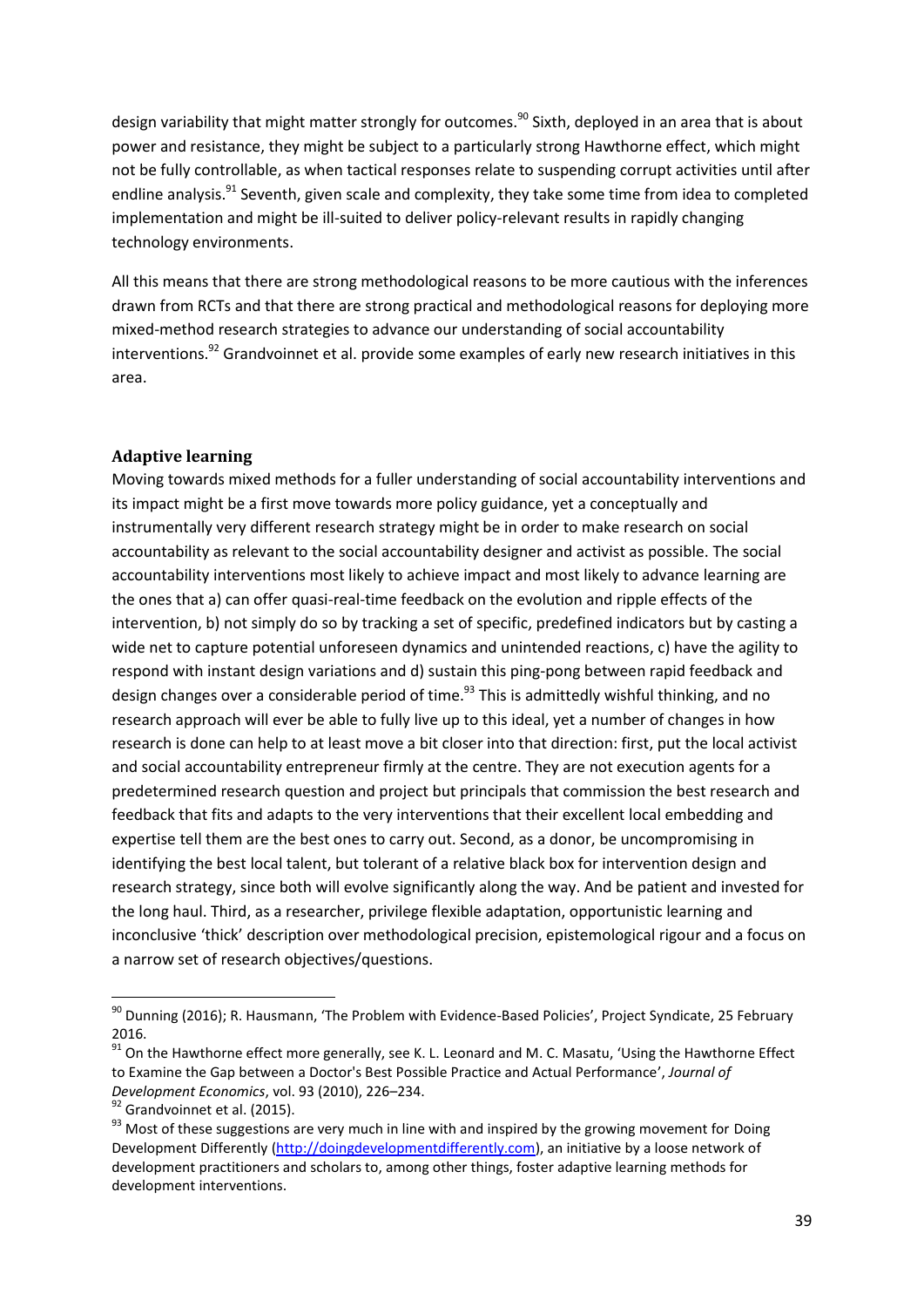design variability that might matter strongly for outcomes.[90] Sixth, deployed in an area that is about power and resistance, they might be subject to a particularly strong Hawthorne effect, which might not be fully controllable, as when tactical responses relate to suspending corrupt activities until after endline analysis.[91] Seventh, given scale and complexity, they take some time from idea to completed implementation and might be ill-suited to deliver policy-relevant results in rapidly changing technology environments.

All this means that there are strong methodological reasons to be more cautious with the inferences drawn from RCTs and that there are strong practical and methodological reasons for deploying more mixed-method research strategies to advance our understanding of social accountability interventions.[92] Grandvoinnet et al. provide some examples of early new research initiatives in this area.

### Adaptive learning

Moving towards mixed methods for a fuller understanding of social accountability interventions and its impact might be a first move towards more policy guidance, yet a conceptually and instrumentally very different research strategy might be in order to make research on social accountability as relevant to the social accountability designer and activist as possible. The social accountability interventions most likely to achieve impact and most likely to advance learning are the ones that a) can offer quasi-real-time feedback on the evolution and ripple effects of the intervention, b) not simply do so by tracking a set of specific, predefined indicators but by casting a wide net to capture potential unforeseen dynamics and unintended reactions, c) have the agility to respond with instant design variations and d) sustain this ping-pong between rapid feedback and design changes over a considerable period of time.[93] This is admittedly wishful thinking, and no research approach will ever be able to fully live up to this ideal, yet a number of changes in how research is done can help to at least move a bit closer into that direction: first, put the local activist and social accountability entrepreneur firmly at the centre. They are not execution agents for a predetermined research question and project but principals that commission the best research and feedback that fits and adapts to the very interventions that their excellent local embedding and expertise tell them are the best ones to carry out. Second, as a donor, be uncompromising in identifying the best local talent, but tolerant of a relative black box for intervention design and research strategy, since both will evolve significantly along the way. And be patient and invested for the long haul. Third, as a researcher, privilege flexible adaptation, opportunistic learning and inconclusive 'thick' description over methodological precision, epistemological rigour and a focus on a narrow set of research objectives/questions.

---

[90] Dunning (2016); R. Hausmann, 'The Problem with Evidence-Based Policies', Project Syndicate, 25 February 2016.

[91] On the Hawthorne effect more generally, see K. L. Leonard and M. C. Masatu, 'Using the Hawthorne Effect to Examine the Gap between a Doctor's Best Possible Practice and Actual Performance', *Journal of Development Economics*, vol. 93 (2010), 226–234.

[92] Grandvoinnet et al. (2015).

[93] Most of these suggestions are very much in line with and inspired by the growing movement for Doing Development Differently (http://doingdevelopmentdifferently.com), an initiative by a loose network of development practitioners and scholars to, among other things, foster adaptive learning methods for development interventions.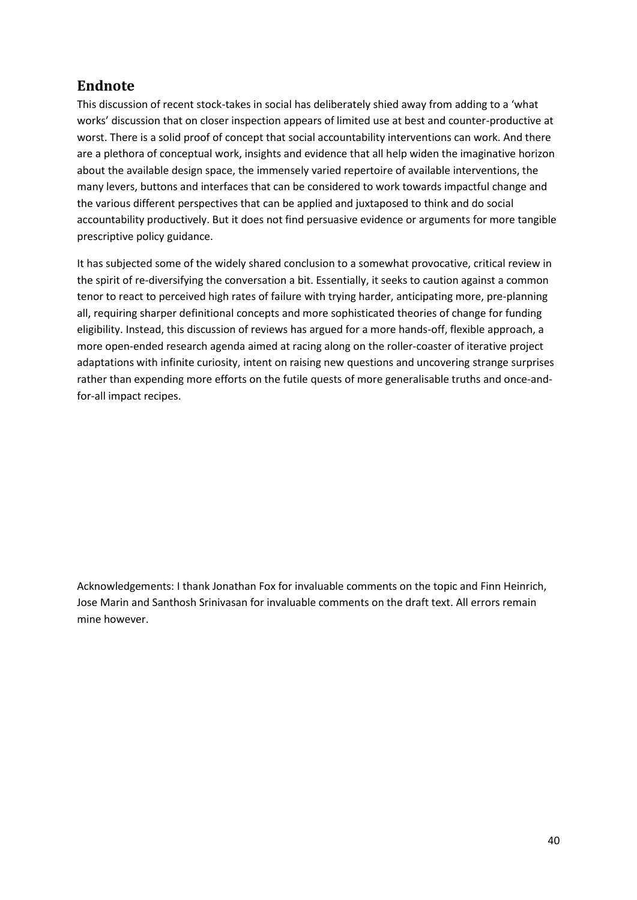## Endnote

This discussion of recent stock-takes in social has deliberately shied away from adding to a 'what works' discussion that on closer inspection appears of limited use at best and counter-productive at worst. There is a solid proof of concept that social accountability interventions can work. And there are a plethora of conceptual work, insights and evidence that all help widen the imaginative horizon about the available design space, the immensely varied repertoire of available interventions, the many levers, buttons and interfaces that can be considered to work towards impactful change and the various different perspectives that can be applied and juxtaposed to think and do social accountability productively. But it does not find persuasive evidence or arguments for more tangible prescriptive policy guidance.

It has subjected some of the widely shared conclusion to a somewhat provocative, critical review in the spirit of re-diversifying the conversation a bit. Essentially, it seeks to caution against a common tenor to react to perceived high rates of failure with trying harder, anticipating more, pre-planning all, requiring sharper definitional concepts and more sophisticated theories of change for funding eligibility. Instead, this discussion of reviews has argued for a more hands-off, flexible approach, a more open-ended research agenda aimed at racing along on the roller-coaster of iterative project adaptations with infinite curiosity, intent on raising new questions and uncovering strange surprises rather than expending more efforts on the futile quests of more generalisable truths and once-and-for-all impact recipes.

Acknowledgements: I thank Jonathan Fox for invaluable comments on the topic and Finn Heinrich, Jose Marin and Santhosh Srinivasan for invaluable comments on the draft text. All errors remain mine however.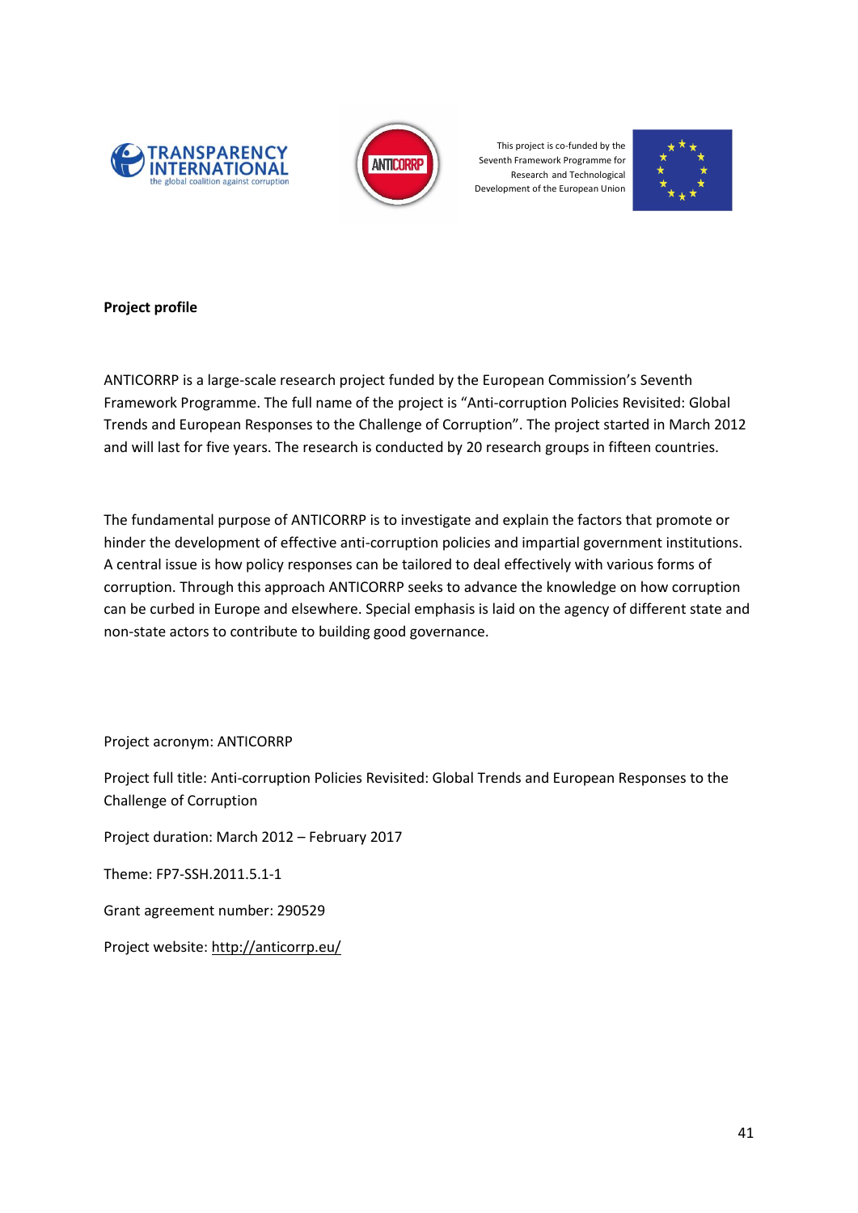This project is co-funded by the Seventh Framework Programme for Research and Technological Development of the European Union

**Project profile**

ANTICORRP is a large-scale research project funded by the European Commission's Seventh Framework Programme. The full name of the project is "Anti-corruption Policies Revisited: Global Trends and European Responses to the Challenge of Corruption". The project started in March 2012 and will last for five years. The research is conducted by 20 research groups in fifteen countries.

The fundamental purpose of ANTICORRP is to investigate and explain the factors that promote or hinder the development of effective anti-corruption policies and impartial government institutions. A central issue is how policy responses can be tailored to deal effectively with various forms of corruption. Through this approach ANTICORRP seeks to advance the knowledge on how corruption can be curbed in Europe and elsewhere. Special emphasis is laid on the agency of different state and non-state actors to contribute to building good governance.

Project acronym: ANTICORRP

Project full title: Anti-corruption Policies Revisited: Global Trends and European Responses to the Challenge of Corruption

Project duration: March 2012 – February 2017

Theme: FP7-SSH.2011.5.1-1

Grant agreement number: 290529

Project website: http://anticorrp.eu/